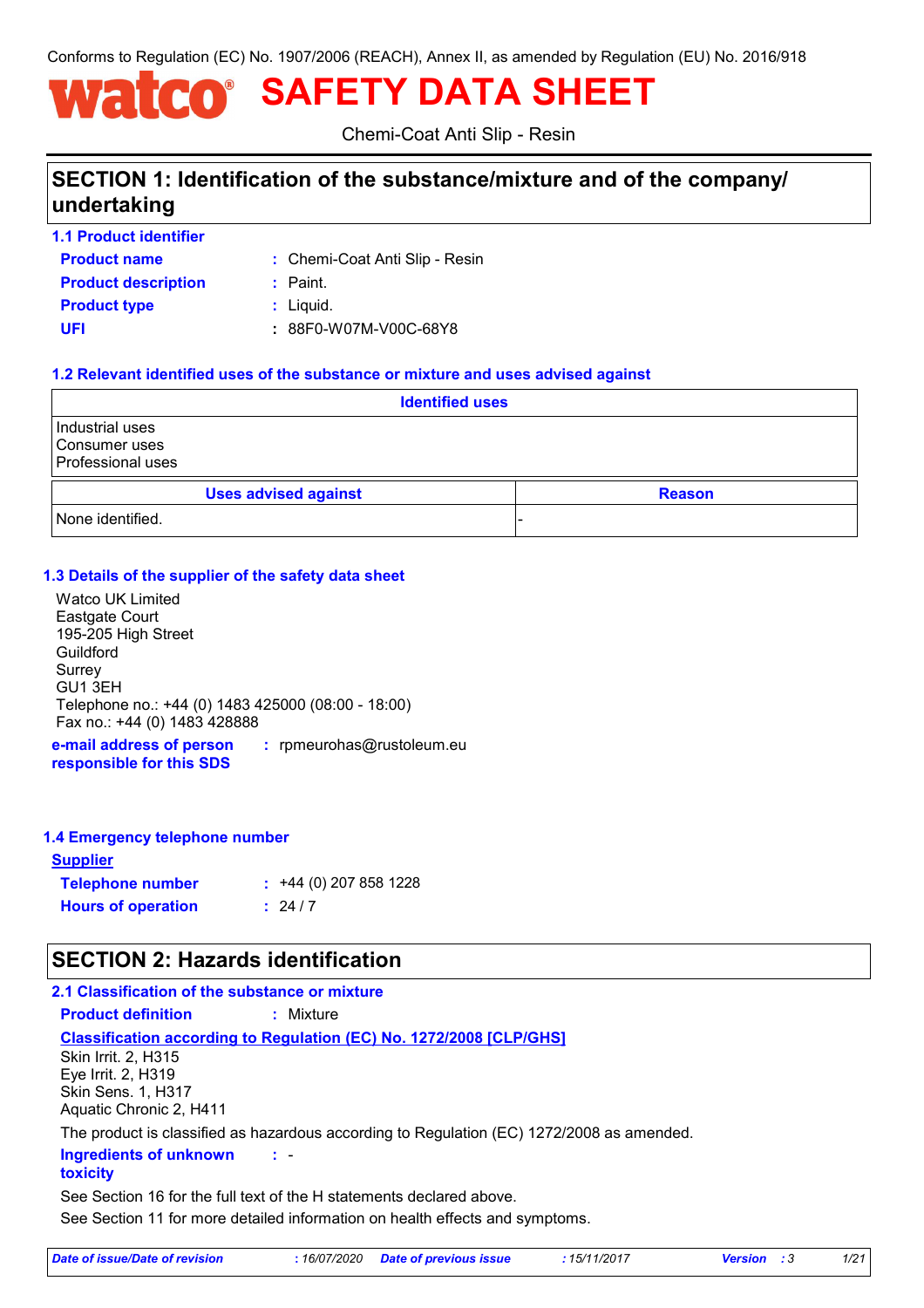Conforms to Regulation (EC) No. 1907/2006 (REACH), Annex II, as amended by Regulation (EU) No. 2016/918

# watco® SAFETY DATA SHEET

Chemi-Coat Anti Slip - Resin

## SECTION 1: Identification of the substance/mixture and of the company/ undertaking

### 1.1 Product identifier

**Product name** : Chemi-Coat Anti Slip - Resin

**Product description** : Paint.

**Product type** : Liquid.

**UFI** : 88F0-W07M-V00C-68Y8

### 1.2 Relevant identified uses of the substance or mixture and uses advised against

| Identified uses |
|---|
| Industrial uses<br>Consumer uses<br>Professional uses |

| Uses advised against | Reason |
|---|---|
| None identified. | - |

### 1.3 Details of the supplier of the safety data sheet

Watco UK Limited
Eastgate Court
195-205 High Street
Guildford
Surrey
GU1 3EH
Telephone no.: +44 (0) 1483 425000 (08:00 - 18:00)
Fax no.: +44 (0) 1483 428888

**e-mail address of person responsible for this SDS** : rpmeurohas@rustoleum.eu

### 1.4 Emergency telephone number

**Supplier**

**Telephone number** : +44 (0) 207 858 1228

**Hours of operation** : 24 / 7

## SECTION 2: Hazards identification

### 2.1 Classification of the substance or mixture

**Product definition** : Mixture

**Classification according to Regulation (EC) No. 1272/2008 [CLP/GHS]**

Skin Irrit. 2, H315
Eye Irrit. 2, H319
Skin Sens. 1, H317
Aquatic Chronic 2, H411

The product is classified as hazardous according to Regulation (EC) 1272/2008 as amended.

**Ingredients of unknown toxicity** : -

See Section 16 for the full text of the H statements declared above.

See Section 11 for more detailed information on health effects and symptoms.

*Date of issue/Date of revision : 16/07/2020 Date of previous issue : 15/11/2017 Version : 3*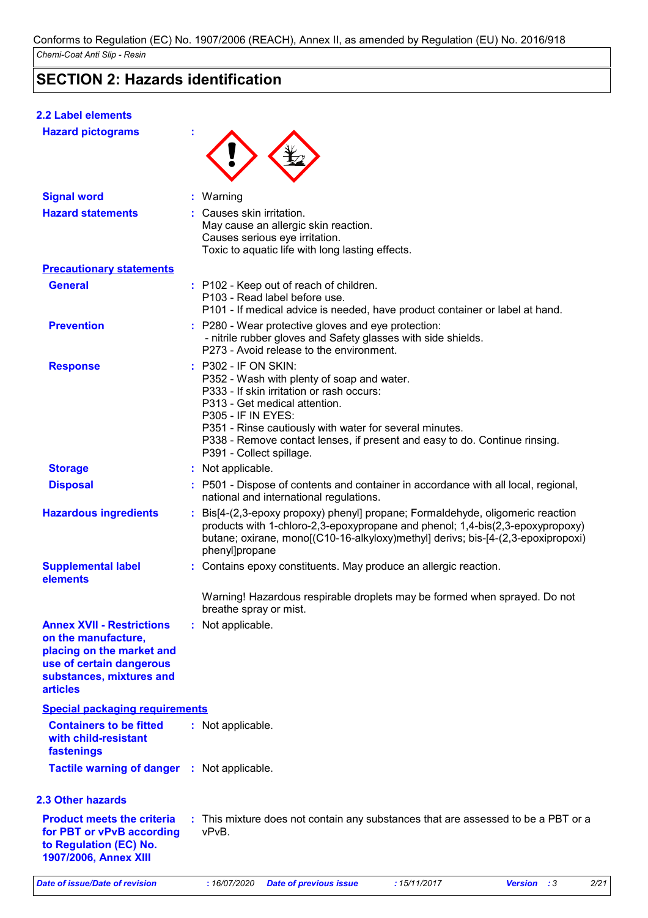## SECTION 2: Hazards identification

### 2.2 Label elements

**Hazard pictograms** :

**Signal word** : Warning

**Hazard statements** : Causes skin irritation.
May cause an allergic skin reaction.
Causes serious eye irritation.
Toxic to aquatic life with long lasting effects.

**Precautionary statements**

**General** : P102 - Keep out of reach of children.
P103 - Read label before use.
P101 - If medical advice is needed, have product container or label at hand.

**Prevention** : P280 - Wear protective gloves and eye protection:
 - nitrile rubber gloves and Safety glasses with side shields.
P273 - Avoid release to the environment.

**Response** : P302 - IF ON SKIN:
P352 - Wash with plenty of soap and water.
P333 - If skin irritation or rash occurs:
P313 - Get medical attention.
P305 - IF IN EYES:
P351 - Rinse cautiously with water for several minutes.
P338 - Remove contact lenses, if present and easy to do. Continue rinsing.
P391 - Collect spillage.

**Storage** : Not applicable.

**Disposal** : P501 - Dispose of contents and container in accordance with all local, regional, national and international regulations.

**Hazardous ingredients** : Bis[4-(2,3-epoxy propoxy) phenyl] propane; Formaldehyde, oligomeric reaction products with 1-chloro-2,3-epoxypropane and phenol; 1,4-bis(2,3-epoxypropoxy) butane; oxirane, mono[(C10-16-alkyloxy)methyl] derivs; bis-[4-(2,3-epoxipropoxi) phenyl]propane

**Supplemental label elements** : Contains epoxy constituents. May produce an allergic reaction.

Warning! Hazardous respirable droplets may be formed when sprayed. Do not breathe spray or mist.

**Annex XVII - Restrictions on the manufacture, placing on the market and use of certain dangerous substances, mixtures and articles** : Not applicable.

**Special packaging requirements**

**Containers to be fitted with child-resistant fastenings** : Not applicable.

**Tactile warning of danger** : Not applicable.

### 2.3 Other hazards

**Product meets the criteria for PBT or vPvB according to Regulation (EC) No. 1907/2006, Annex XIII** : This mixture does not contain any substances that are assessed to be a PBT or a vPvB.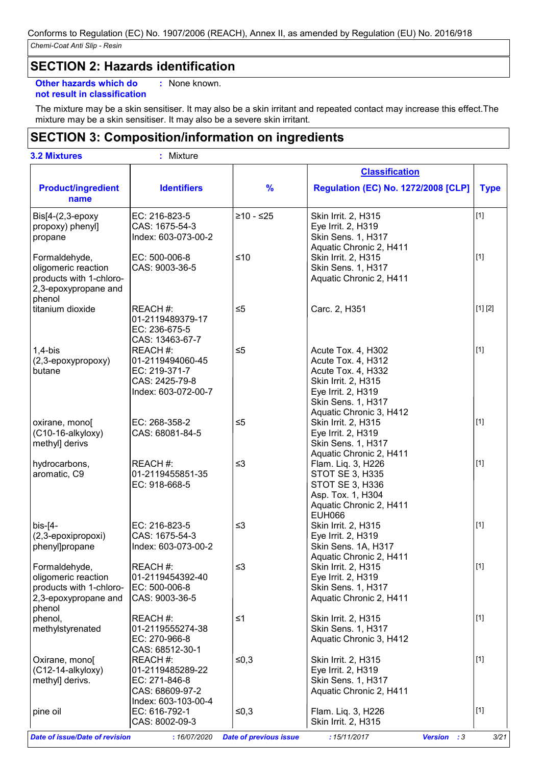## SECTION 2: Hazards identification

**Other hazards which do not result in classification** : None known.

The mixture may be a skin sensitiser. It may also be a skin irritant and repeated contact may increase this effect.The mixture may be a skin sensitiser. It may also be a severe skin irritant.

## SECTION 3: Composition/information on ingredients

**3.2 Mixtures** : Mixture

| Product/ingredient name | Identifiers | % | Classification Regulation (EC) No. 1272/2008 [CLP] | Type |
|---|---|---|---|---|
| Bis[4-(2,3-epoxy propoxy) phenyl] propane | EC: 216-823-5<br>CAS: 1675-54-3<br>Index: 603-073-00-2 | ≥10 - ≤25 | Skin Irrit. 2, H315<br>Eye Irrit. 2, H319<br>Skin Sens. 1, H317<br>Aquatic Chronic 2, H411 | [1] |
| Formaldehyde, oligomeric reaction products with 1-chloro-2,3-epoxypropane and phenol | EC: 500-006-8<br>CAS: 9003-36-5 | ≤10 | Skin Irrit. 2, H315<br>Skin Sens. 1, H317<br>Aquatic Chronic 2, H411 | [1] |
| titanium dioxide | REACH #: 01-2119489379-17<br>EC: 236-675-5<br>CAS: 13463-67-7 | ≤5 | Carc. 2, H351 | [1] [2] |
| 1,4-bis (2,3-epoxypropoxy) butane | REACH #: 01-2119494060-45<br>EC: 219-371-7<br>CAS: 2425-79-8<br>Index: 603-072-00-7 | ≤5 | Acute Tox. 4, H302<br>Acute Tox. 4, H312<br>Acute Tox. 4, H332<br>Skin Irrit. 2, H315<br>Eye Irrit. 2, H319<br>Skin Sens. 1, H317<br>Aquatic Chronic 3, H412 | [1] |
| oxirane, mono[ (C10-16-alkyloxy) methyl] derivs | EC: 268-358-2<br>CAS: 68081-84-5 | ≤5 | Skin Irrit. 2, H315<br>Eye Irrit. 2, H319<br>Skin Sens. 1, H317<br>Aquatic Chronic 2, H411 | [1] |
| hydrocarbons, aromatic, C9 | REACH #: 01-2119455851-35<br>EC: 918-668-5 | ≤3 | Flam. Liq. 3, H226<br>STOT SE 3, H335<br>STOT SE 3, H336<br>Asp. Tox. 1, H304<br>Aquatic Chronic 2, H411<br>EUH066 | [1] |
| bis-[4-(2,3-epoxipropoxi) phenyl]propane | EC: 216-823-5<br>CAS: 1675-54-3<br>Index: 603-073-00-2 | ≤3 | Skin Irrit. 2, H315<br>Eye Irrit. 2, H319<br>Skin Sens. 1A, H317<br>Aquatic Chronic 2, H411 | [1] |
| Formaldehyde, oligomeric reaction products with 1-chloro-2,3-epoxypropane and phenol | REACH #: 01-2119454392-40<br>EC: 500-006-8<br>CAS: 9003-36-5 | ≤3 | Skin Irrit. 2, H315<br>Eye Irrit. 2, H319<br>Skin Sens. 1, H317<br>Aquatic Chronic 2, H411 | [1] |
| phenol, methylstyrenated | REACH #: 01-2119555274-38<br>EC: 270-966-8<br>CAS: 68512-30-1 | ≤1 | Skin Irrit. 2, H315<br>Skin Sens. 1, H317<br>Aquatic Chronic 3, H412 | [1] |
| Oxirane, mono[ (C12-14-alkyloxy) methyl] derivs. | REACH #: 01-2119485289-22<br>EC: 271-846-8<br>CAS: 68609-97-2<br>Index: 603-103-00-4 | ≤0,3 | Skin Irrit. 2, H315<br>Eye Irrit. 2, H319<br>Skin Sens. 1, H317<br>Aquatic Chronic 2, H411 | [1] |
| pine oil | EC: 616-792-1<br>CAS: 8002-09-3 | ≤0,3 | Flam. Liq. 3, H226<br>Skin Irrit. 2, H315 | [1] |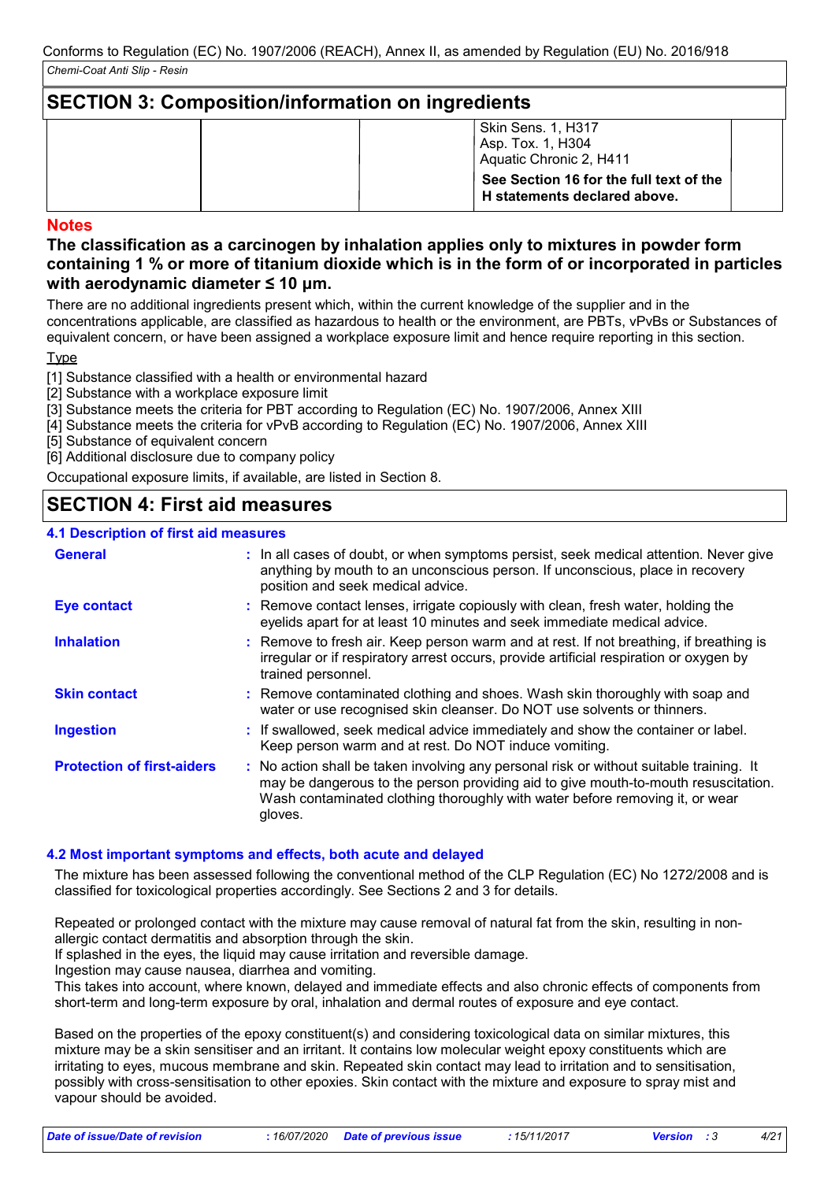## SECTION 3: Composition/information on ingredients

| | | | | |
|---|---|---|---|---|
| | | | Skin Sens. 1, H317<br>Asp. Tox. 1, H304<br>Aquatic Chronic 2, H411 | |
| | | | **See Section 16 for the full text of the H statements declared above.** | |

### Notes

**The classification as a carcinogen by inhalation applies only to mixtures in powder form containing 1 % or more of titanium dioxide which is in the form of or incorporated in particles with aerodynamic diameter ≤ 10 μm.**

There are no additional ingredients present which, within the current knowledge of the supplier and in the concentrations applicable, are classified as hazardous to health or the environment, are PBTs, vPvBs or Substances of equivalent concern, or have been assigned a workplace exposure limit and hence require reporting in this section.

Type

[1] Substance classified with a health or environmental hazard
[2] Substance with a workplace exposure limit
[3] Substance meets the criteria for PBT according to Regulation (EC) No. 1907/2006, Annex XIII
[4] Substance meets the criteria for vPvB according to Regulation (EC) No. 1907/2006, Annex XIII
[5] Substance of equivalent concern
[6] Additional disclosure due to company policy

Occupational exposure limits, if available, are listed in Section 8.

## SECTION 4: First aid measures

### 4.1 Description of first aid measures

**General** : In all cases of doubt, or when symptoms persist, seek medical attention. Never give anything by mouth to an unconscious person. If unconscious, place in recovery position and seek medical advice.

**Eye contact** : Remove contact lenses, irrigate copiously with clean, fresh water, holding the eyelids apart for at least 10 minutes and seek immediate medical advice.

**Inhalation** : Remove to fresh air. Keep person warm and at rest. If not breathing, if breathing is irregular or if respiratory arrest occurs, provide artificial respiration or oxygen by trained personnel.

**Skin contact** : Remove contaminated clothing and shoes. Wash skin thoroughly with soap and water or use recognised skin cleanser. Do NOT use solvents or thinners.

**Ingestion** : If swallowed, seek medical advice immediately and show the container or label. Keep person warm and at rest. Do NOT induce vomiting.

**Protection of first-aiders** : No action shall be taken involving any personal risk or without suitable training. It may be dangerous to the person providing aid to give mouth-to-mouth resuscitation. Wash contaminated clothing thoroughly with water before removing it, or wear gloves.

### 4.2 Most important symptoms and effects, both acute and delayed

The mixture has been assessed following the conventional method of the CLP Regulation (EC) No 1272/2008 and is classified for toxicological properties accordingly. See Sections 2 and 3 for details.

Repeated or prolonged contact with the mixture may cause removal of natural fat from the skin, resulting in non-allergic contact dermatitis and absorption through the skin.
If splashed in the eyes, the liquid may cause irritation and reversible damage.
Ingestion may cause nausea, diarrhea and vomiting.
This takes into account, where known, delayed and immediate effects and also chronic effects of components from short-term and long-term exposure by oral, inhalation and dermal routes of exposure and eye contact.

Based on the properties of the epoxy constituent(s) and considering toxicological data on similar mixtures, this mixture may be a skin sensitiser and an irritant. It contains low molecular weight epoxy constituents which are irritating to eyes, mucous membrane and skin. Repeated skin contact may lead to irritation and to sensitisation, possibly with cross-sensitisation to other epoxies. Skin contact with the mixture and exposure to spray mist and vapour should be avoided.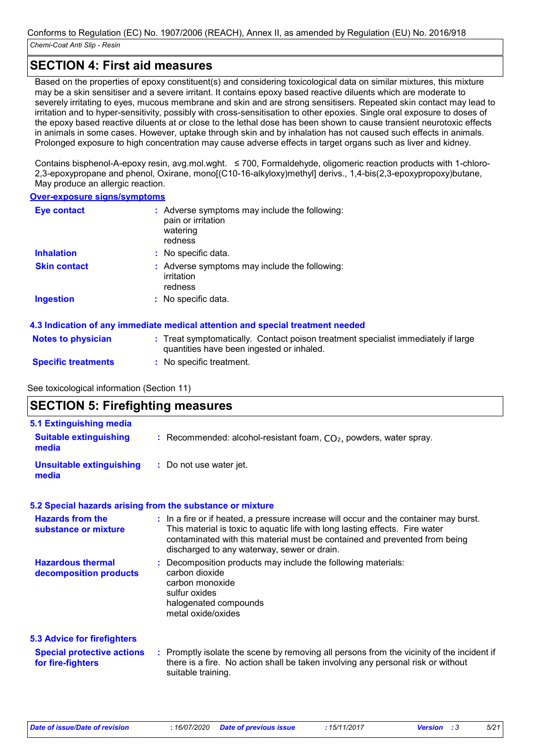## SECTION 4: First aid measures

Based on the properties of epoxy constituent(s) and considering toxicological data on similar mixtures, this mixture may be a skin sensitiser and a severe irritant. It contains epoxy based reactive diluents which are moderate to severely irritating to eyes, mucous membrane and skin and are strong sensitisers. Repeated skin contact may lead to irritation and to hyper-sensitivity, possibly with cross-sensitisation to other epoxies. Single oral exposure to doses of the epoxy based reactive diluents at or close to the lethal dose has been shown to cause transient neurotoxic effects in animals in some cases. However, uptake through skin and by inhalation has not caused such effects in animals. Prolonged exposure to high concentration may cause adverse effects in target organs such as liver and kidney.

Contains bisphenol-A-epoxy resin, avg.mol.wght. ≤ 700, Formaldehyde, oligomeric reaction products with 1-chloro-2,3-epoxypropane and phenol, Oxirane, mono[(C10-16-alkyloxy)methyl] derivs., 1,4-bis(2,3-epoxypropoxy)butane, May produce an allergic reaction.

**Over-exposure signs/symptoms**

**Eye contact** : Adverse symptoms may include the following:
pain or irritation
watering
redness

**Inhalation** : No specific data.

**Skin contact** : Adverse symptoms may include the following:
irritation
redness

**Ingestion** : No specific data.

### 4.3 Indication of any immediate medical attention and special treatment needed

**Notes to physician** : Treat symptomatically. Contact poison treatment specialist immediately if large quantities have been ingested or inhaled.

**Specific treatments** : No specific treatment.

See toxicological information (Section 11)

## SECTION 5: Firefighting measures

### 5.1 Extinguishing media

**Suitable extinguishing media** : Recommended: alcohol-resistant foam, $CO_2$, powders, water spray.

**Unsuitable extinguishing media** : Do not use water jet.

### 5.2 Special hazards arising from the substance or mixture

**Hazards from the substance or mixture** : In a fire or if heated, a pressure increase will occur and the container may burst. This material is toxic to aquatic life with long lasting effects. Fire water contaminated with this material must be contained and prevented from being discharged to any waterway, sewer or drain.

**Hazardous thermal decomposition products** : Decomposition products may include the following materials:
carbon dioxide
carbon monoxide
sulfur oxides
halogenated compounds
metal oxide/oxides

### 5.3 Advice for firefighters

**Special protective actions for fire-fighters** : Promptly isolate the scene by removing all persons from the vicinity of the incident if there is a fire. No action shall be taken involving any personal risk or without suitable training.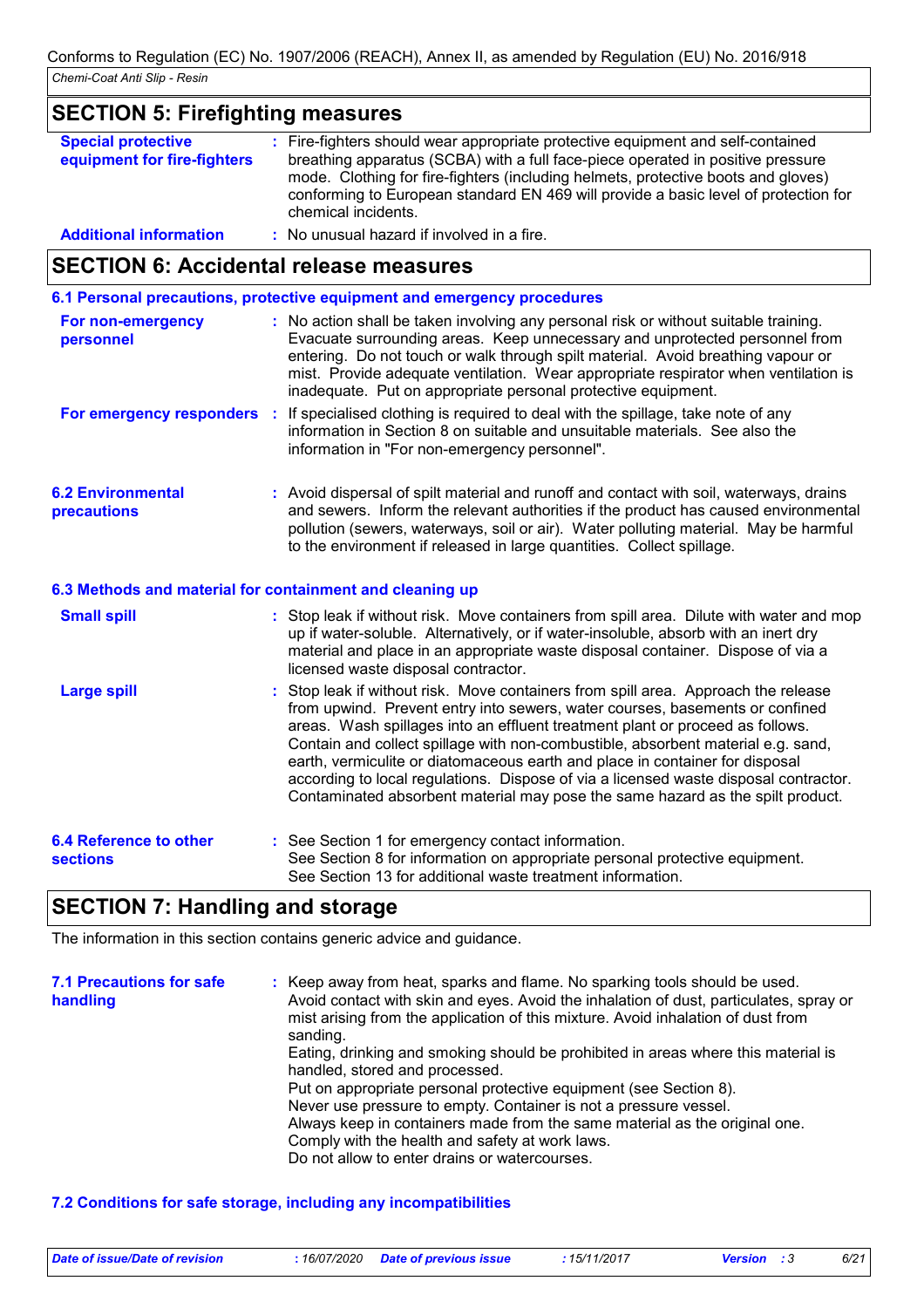## SECTION 5: Firefighting measures

**Special protective equipment for fire-fighters** : Fire-fighters should wear appropriate protective equipment and self-contained breathing apparatus (SCBA) with a full face-piece operated in positive pressure mode. Clothing for fire-fighters (including helmets, protective boots and gloves) conforming to European standard EN 469 will provide a basic level of protection for chemical incidents.

**Additional information** : No unusual hazard if involved in a fire.

## SECTION 6: Accidental release measures

### 6.1 Personal precautions, protective equipment and emergency procedures

**For non-emergency personnel** : No action shall be taken involving any personal risk or without suitable training. Evacuate surrounding areas. Keep unnecessary and unprotected personnel from entering. Do not touch or walk through spilt material. Avoid breathing vapour or mist. Provide adequate ventilation. Wear appropriate respirator when ventilation is inadequate. Put on appropriate personal protective equipment.

**For emergency responders** : If specialised clothing is required to deal with the spillage, take note of any information in Section 8 on suitable and unsuitable materials. See also the information in "For non-emergency personnel".

### 6.2 Environmental precautions

: Avoid dispersal of spilt material and runoff and contact with soil, waterways, drains and sewers. Inform the relevant authorities if the product has caused environmental pollution (sewers, waterways, soil or air). Water polluting material. May be harmful to the environment if released in large quantities. Collect spillage.

### 6.3 Methods and material for containment and cleaning up

**Small spill** : Stop leak if without risk. Move containers from spill area. Dilute with water and mop up if water-soluble. Alternatively, or if water-insoluble, absorb with an inert dry material and place in an appropriate waste disposal container. Dispose of via a licensed waste disposal contractor.

**Large spill** : Stop leak if without risk. Move containers from spill area. Approach the release from upwind. Prevent entry into sewers, water courses, basements or confined areas. Wash spillages into an effluent treatment plant or proceed as follows. Contain and collect spillage with non-combustible, absorbent material e.g. sand, earth, vermiculite or diatomaceous earth and place in container for disposal according to local regulations. Dispose of via a licensed waste disposal contractor. Contaminated absorbent material may pose the same hazard as the spilt product.

### 6.4 Reference to other sections

: See Section 1 for emergency contact information.
See Section 8 for information on appropriate personal protective equipment.
See Section 13 for additional waste treatment information.

## SECTION 7: Handling and storage

The information in this section contains generic advice and guidance.

### 7.1 Precautions for safe handling

: Keep away from heat, sparks and flame. No sparking tools should be used.
Avoid contact with skin and eyes. Avoid the inhalation of dust, particulates, spray or mist arising from the application of this mixture. Avoid inhalation of dust from sanding.
Eating, drinking and smoking should be prohibited in areas where this material is handled, stored and processed.
Put on appropriate personal protective equipment (see Section 8).
Never use pressure to empty. Container is not a pressure vessel.
Always keep in containers made from the same material as the original one.
Comply with the health and safety at work laws.
Do not allow to enter drains or watercourses.

### 7.2 Conditions for safe storage, including any incompatibilities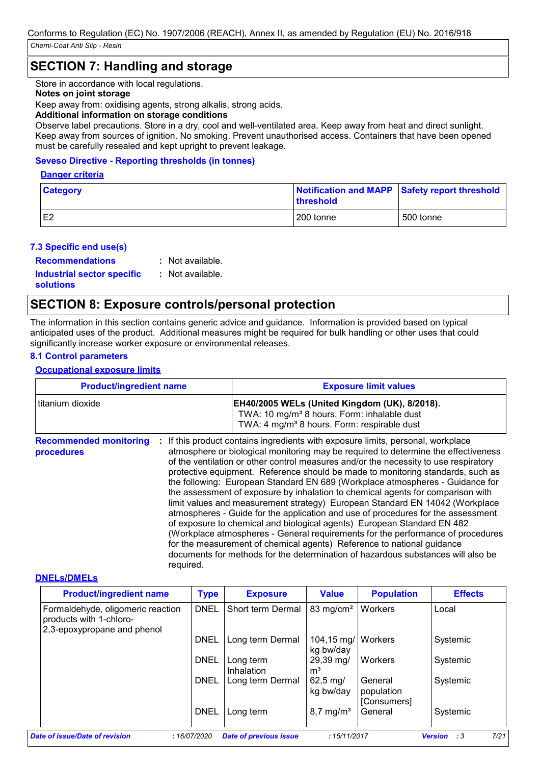## SECTION 7: Handling and storage

Store in accordance with local regulations.

**Notes on joint storage**

Keep away from: oxidising agents, strong alkalis, strong acids.

**Additional information on storage conditions**

Observe label precautions. Store in a dry, cool and well-ventilated area. Keep away from heat and direct sunlight. Keep away from sources of ignition. No smoking. Prevent unauthorised access. Containers that have been opened must be carefully resealed and kept upright to prevent leakage.

**Seveso Directive - Reporting thresholds (in tonnes)**

**Danger criteria**

| Category | Notification and MAPP threshold | Safety report threshold |
|---|---|---|
| E2 | 200 tonne | 500 tonne |

### 7.3 Specific end use(s)

**Recommendations** : Not available.

**Industrial sector specific solutions** : Not available.

## SECTION 8: Exposure controls/personal protection

The information in this section contains generic advice and guidance. Information is provided based on typical anticipated uses of the product. Additional measures might be required for bulk handling or other uses that could significantly increase worker exposure or environmental releases.

### 8.1 Control parameters

**Occupational exposure limits**

| Product/ingredient name | Exposure limit values |
|---|---|
| titanium dioxide | **EH40/2005 WELs (United Kingdom (UK), 8/2018).**<br>TWA: 10 mg/m³ 8 hours. Form: inhalable dust<br>TWA: 4 mg/m³ 8 hours. Form: respirable dust |

**Recommended monitoring procedures** : If this product contains ingredients with exposure limits, personal, workplace atmosphere or biological monitoring may be required to determine the effectiveness of the ventilation or other control measures and/or the necessity to use respiratory protective equipment. Reference should be made to monitoring standards, such as the following: European Standard EN 689 (Workplace atmospheres - Guidance for the assessment of exposure by inhalation to chemical agents for comparison with limit values and measurement strategy) European Standard EN 14042 (Workplace atmospheres - Guide for the application and use of procedures for the assessment of exposure to chemical and biological agents) European Standard EN 482 (Workplace atmospheres - General requirements for the performance of procedures for the measurement of chemical agents) Reference to national guidance documents for methods for the determination of hazardous substances will also be required.

**DNELs/DMELs**

| Product/ingredient name | Type | Exposure | Value | Population | Effects |
|---|---|---|---|---|---|
| Formaldehyde, oligomeric reaction products with 1-chloro-2,3-epoxypropane and phenol | DNEL | Short term Dermal | 83 mg/cm² | Workers | Local |
| | DNEL | Long term Dermal | 104,15 mg/kg bw/day | Workers | Systemic |
| | DNEL | Long term Inhalation | 29,39 mg/m³ | Workers | Systemic |
| | DNEL | Long term Dermal | 62,5 mg/kg bw/day | General population [Consumers] | Systemic |
| | DNEL | Long term | 8,7 mg/m³ | General | Systemic |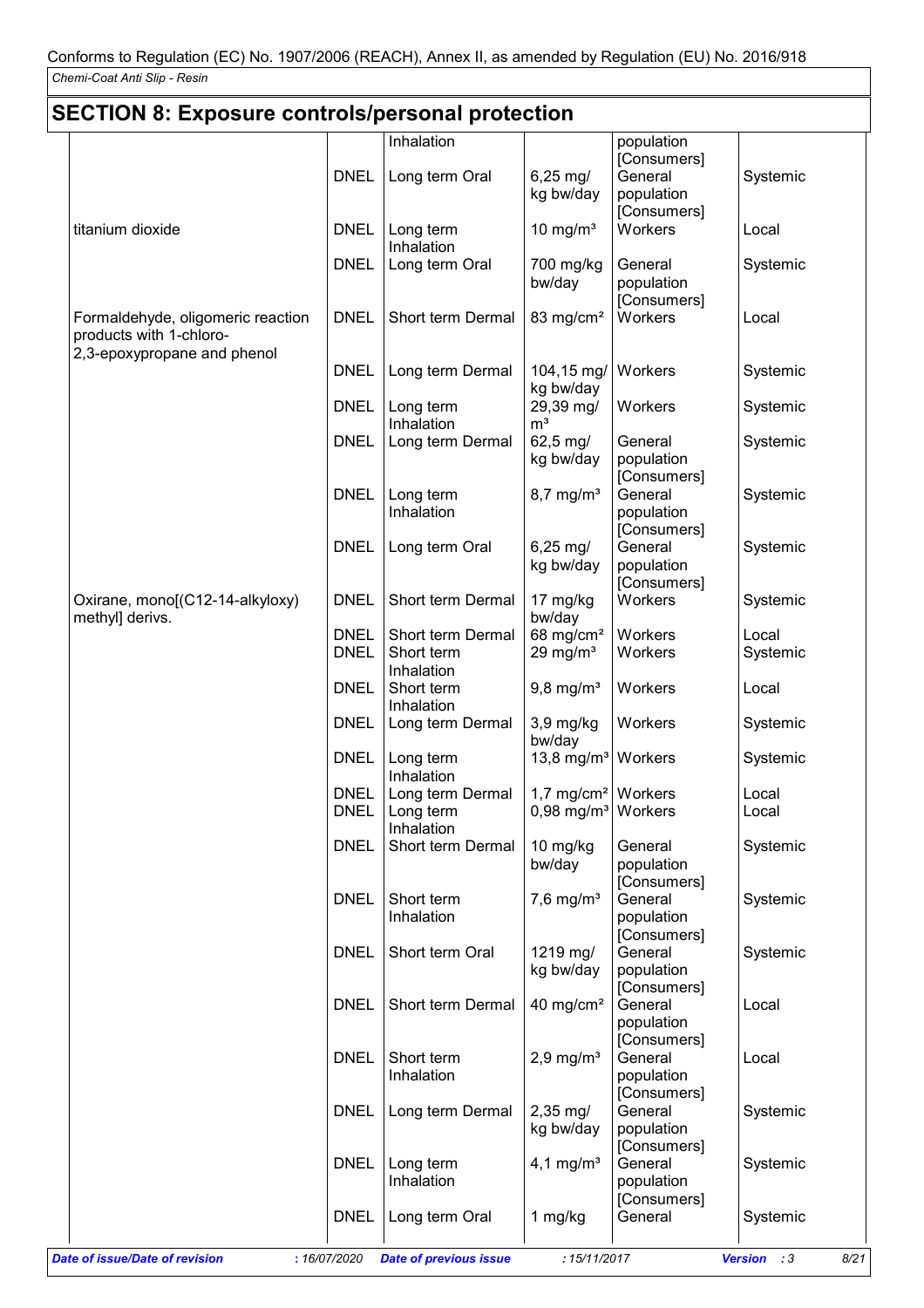## SECTION 8: Exposure controls/personal protection

| | | | | | |
|---|---|---|---|---|---|
| | | Inhalation | | population [Consumers] | |
| | DNEL | Long term Oral | 6,25 mg/kg bw/day | General population [Consumers] | Systemic |
| titanium dioxide | DNEL | Long term Inhalation | 10 mg/m³ | Workers | Local |
| | DNEL | Long term Oral | 700 mg/kg bw/day | General population [Consumers] | Systemic |
| Formaldehyde, oligomeric reaction products with 1-chloro-2,3-epoxypropane and phenol | DNEL | Short term Dermal | 83 mg/cm² | Workers | Local |
| | DNEL | Long term Dermal | 104,15 mg/kg bw/day | Workers | Systemic |
| | DNEL | Long term Inhalation | 29,39 mg/m³ | Workers | Systemic |
| | DNEL | Long term Dermal | 62,5 mg/kg bw/day | General population [Consumers] | Systemic |
| | DNEL | Long term Inhalation | 8,7 mg/m³ | General population [Consumers] | Systemic |
| | DNEL | Long term Oral | 6,25 mg/kg bw/day | General population [Consumers] | Systemic |
| Oxirane, mono[(C12-14-alkyloxy) methyl] derivs. | DNEL | Short term Dermal | 17 mg/kg bw/day | Workers | Systemic |
| | DNEL | Short term Dermal | 68 mg/cm² | Workers | Local |
| | DNEL | Short term Inhalation | 29 mg/m³ | Workers | Systemic |
| | DNEL | Short term Inhalation | 9,8 mg/m³ | Workers | Local |
| | DNEL | Long term Dermal | 3,9 mg/kg bw/day | Workers | Systemic |
| | DNEL | Long term Inhalation | 13,8 mg/m³ | Workers | Systemic |
| | DNEL | Long term Dermal | 1,7 mg/cm² | Workers | Local |
| | DNEL | Long term Inhalation | 0,98 mg/m³ | Workers | Local |
| | DNEL | Short term Dermal | 10 mg/kg bw/day | General population [Consumers] | Systemic |
| | DNEL | Short term Inhalation | 7,6 mg/m³ | General population [Consumers] | Systemic |
| | DNEL | Short term Oral | 1219 mg/kg bw/day | General population [Consumers] | Systemic |
| | DNEL | Short term Dermal | 40 mg/cm² | General population [Consumers] | Local |
| | DNEL | Short term Inhalation | 2,9 mg/m³ | General population [Consumers] | Local |
| | DNEL | Long term Dermal | 2,35 mg/kg bw/day | General population [Consumers] | Systemic |
| | DNEL | Long term Inhalation | 4,1 mg/m³ | General population [Consumers] | Systemic |
| | DNEL | Long term Oral | 1 mg/kg | General | Systemic |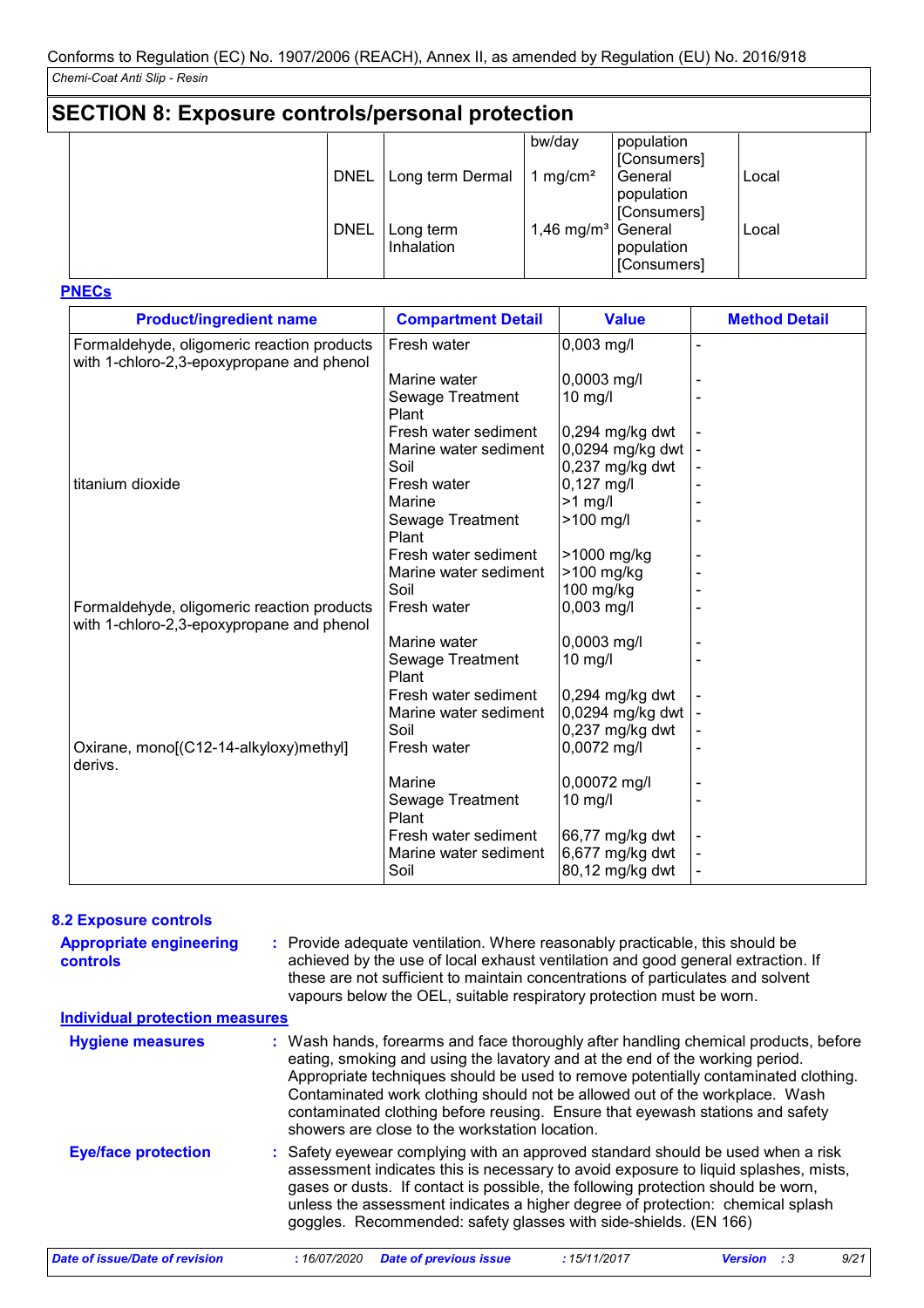## SECTION 8: Exposure controls/personal protection

| | | | | | |
|---|---|---|---|---|---|
| | | | bw/day | population [Consumers] | |
| | DNEL | Long term Dermal | 1 mg/cm² | General population [Consumers] | Local |
| | DNEL | Long term Inhalation | 1,46 mg/m³ | General population [Consumers] | Local |

**PNECs**

| Product/ingredient name | Compartment Detail | Value | Method Detail |
|---|---|---|---|
| Formaldehyde, oligomeric reaction products with 1-chloro-2,3-epoxypropane and phenol | Fresh water | 0,003 mg/l | - |
| | Marine water | 0,0003 mg/l | - |
| | Sewage Treatment Plant | 10 mg/l | - |
| | Fresh water sediment | 0,294 mg/kg dwt | - |
| | Marine water sediment | 0,0294 mg/kg dwt | - |
| | Soil | 0,237 mg/kg dwt | - |
| titanium dioxide | Fresh water | 0,127 mg/l | - |
| | Marine | >1 mg/l | - |
| | Sewage Treatment Plant | >100 mg/l | - |
| | Fresh water sediment | >1000 mg/kg | - |
| | Marine water sediment | >100 mg/kg | - |
| | Soil | 100 mg/kg | - |
| Formaldehyde, oligomeric reaction products with 1-chloro-2,3-epoxypropane and phenol | Fresh water | 0,003 mg/l | - |
| | Marine water | 0,0003 mg/l | - |
| | Sewage Treatment Plant | 10 mg/l | - |
| | Fresh water sediment | 0,294 mg/kg dwt | - |
| | Marine water sediment | 0,0294 mg/kg dwt | - |
| | Soil | 0,237 mg/kg dwt | - |
| Oxirane, mono[(C12-14-alkyloxy)methyl] derivs. | Fresh water | 0,0072 mg/l | - |
| | Marine | 0,00072 mg/l | - |
| | Sewage Treatment Plant | 10 mg/l | - |
| | Fresh water sediment | 66,77 mg/kg dwt | - |
| | Marine water sediment | 6,677 mg/kg dwt | - |
| | Soil | 80,12 mg/kg dwt | - |

### 8.2 Exposure controls

**Appropriate engineering controls** : Provide adequate ventilation. Where reasonably practicable, this should be achieved by the use of local exhaust ventilation and good general extraction. If these are not sufficient to maintain concentrations of particulates and solvent vapours below the OEL, suitable respiratory protection must be worn.

**Individual protection measures**

**Hygiene measures** : Wash hands, forearms and face thoroughly after handling chemical products, before eating, smoking and using the lavatory and at the end of the working period. Appropriate techniques should be used to remove potentially contaminated clothing. Contaminated work clothing should not be allowed out of the workplace. Wash contaminated clothing before reusing. Ensure that eyewash stations and safety showers are close to the workstation location.

**Eye/face protection** : Safety eyewear complying with an approved standard should be used when a risk assessment indicates this is necessary to avoid exposure to liquid splashes, mists, gases or dusts. If contact is possible, the following protection should be worn, unless the assessment indicates a higher degree of protection: chemical splash goggles. Recommended: safety glasses with side-shields. (EN 166)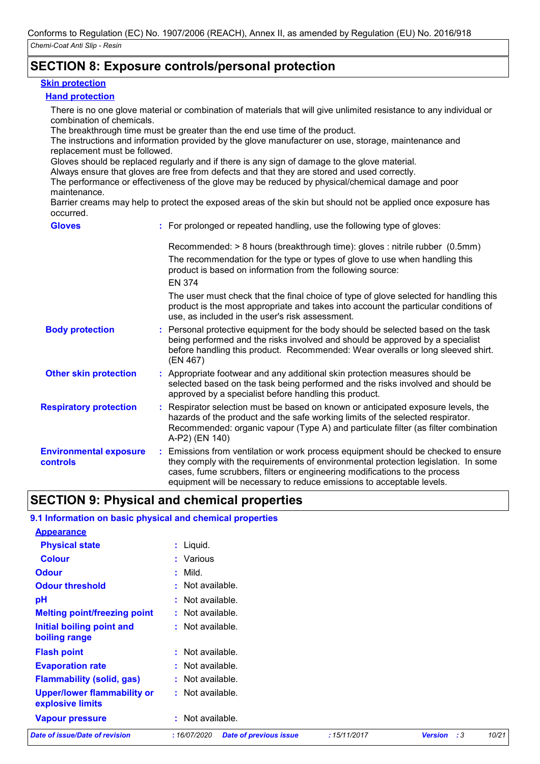## SECTION 8: Exposure controls/personal protection

### Skin protection

#### Hand protection

There is no one glove material or combination of materials that will give unlimited resistance to any individual or combination of chemicals.
The breakthrough time must be greater than the end use time of the product.
The instructions and information provided by the glove manufacturer on use, storage, maintenance and replacement must be followed.
Gloves should be replaced regularly and if there is any sign of damage to the glove material.
Always ensure that gloves are free from defects and that they are stored and used correctly.
The performance or effectiveness of the glove may be reduced by physical/chemical damage and poor maintenance.
Barrier creams may help to protect the exposed areas of the skin but should not be applied once exposure has occurred.

**Gloves** : For prolonged or repeated handling, use the following type of gloves:

Recommended: > 8 hours (breakthrough time): gloves : nitrile rubber (0.5mm)
The recommendation for the type or types of glove to use when handling this product is based on information from the following source:
EN 374

The user must check that the final choice of type of glove selected for handling this product is the most appropriate and takes into account the particular conditions of use, as included in the user's risk assessment.

**Body protection** : Personal protective equipment for the body should be selected based on the task being performed and the risks involved and should be approved by a specialist before handling this product. Recommended: Wear overalls or long sleeved shirt. (EN 467)

**Other skin protection** : Appropriate footwear and any additional skin protection measures should be selected based on the task being performed and the risks involved and should be approved by a specialist before handling this product.

**Respiratory protection** : Respirator selection must be based on known or anticipated exposure levels, the hazards of the product and the safe working limits of the selected respirator. Recommended: organic vapour (Type A) and particulate filter (as filter combination A-P2) (EN 140)

**Environmental exposure controls** : Emissions from ventilation or work process equipment should be checked to ensure they comply with the requirements of environmental protection legislation. In some cases, fume scrubbers, filters or engineering modifications to the process equipment will be necessary to reduce emissions to acceptable levels.

## SECTION 9: Physical and chemical properties

### 9.1 Information on basic physical and chemical properties

#### Appearance

| | |
|---|---|
| **Physical state** | : Liquid. |
| **Colour** | : Various |
| **Odour** | : Mild. |
| **Odour threshold** | : Not available. |
| **pH** | : Not available. |
| **Melting point/freezing point** | : Not available. |
| **Initial boiling point and boiling range** | : Not available. |
| **Flash point** | : Not available. |
| **Evaporation rate** | : Not available. |
| **Flammability (solid, gas)** | : Not available. |
| **Upper/lower flammability or explosive limits** | : Not available. |
| **Vapour pressure** | : Not available. |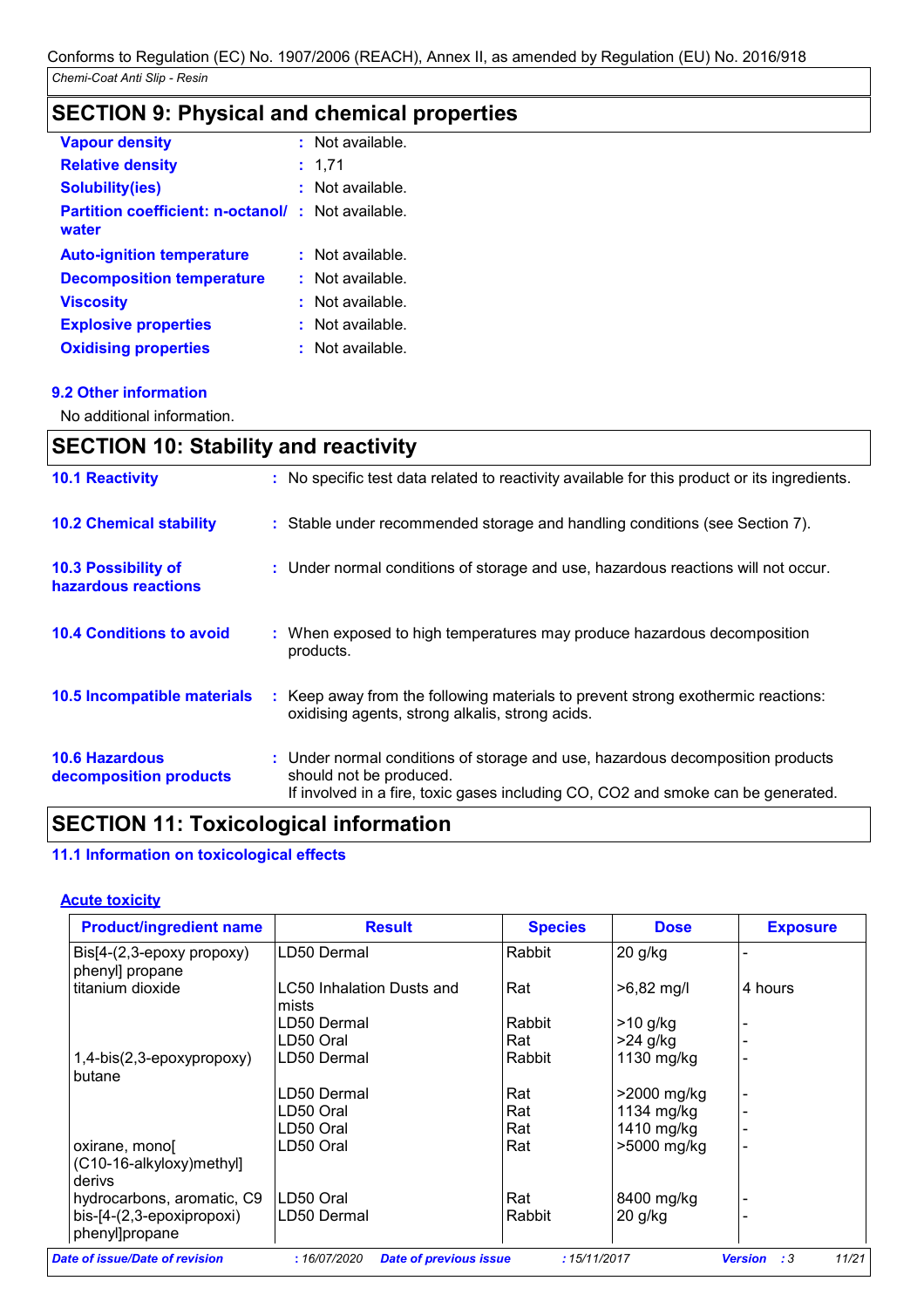Conforms to Regulation (EC) No. 1907/2006 (REACH), Annex II, as amended by Regulation (EU) No. 2016/918

*Chemi-Coat Anti Slip - Resin*

## SECTION 9: Physical and chemical properties

| | | |
|---|---|---|
| **Vapour density** | : | Not available. |
| **Relative density** | : | 1,71 |
| **Solubility(ies)** | : | Not available. |
| **Partition coefficient: n-octanol/ water** | : | Not available. |
| **Auto-ignition temperature** | : | Not available. |
| **Decomposition temperature** | : | Not available. |
| **Viscosity** | : | Not available. |
| **Explosive properties** | : | Not available. |
| **Oxidising properties** | : | Not available. |

### 9.2 Other information

No additional information.

## SECTION 10: Stability and reactivity

| | | |
|---|---|---|
| **10.1 Reactivity** | : | No specific test data related to reactivity available for this product or its ingredients. |
| **10.2 Chemical stability** | : | Stable under recommended storage and handling conditions (see Section 7). |
| **10.3 Possibility of hazardous reactions** | : | Under normal conditions of storage and use, hazardous reactions will not occur. |
| **10.4 Conditions to avoid** | : | When exposed to high temperatures may produce hazardous decomposition products. |
| **10.5 Incompatible materials** | : | Keep away from the following materials to prevent strong exothermic reactions: oxidising agents, strong alkalis, strong acids. |
| **10.6 Hazardous decomposition products** | : | Under normal conditions of storage and use, hazardous decomposition products should not be produced. If involved in a fire, toxic gases including CO, CO2 and smoke can be generated. |

## SECTION 11: Toxicological information

### 11.1 Information on toxicological effects

**Acute toxicity**

| Product/ingredient name | Result | Species | Dose | Exposure |
|---|---|---|---|---|
| Bis[4-(2,3-epoxy propoxy) phenyl] propane | LD50 Dermal | Rabbit | 20 g/kg | - |
| titanium dioxide | LC50 Inhalation Dusts and mists | Rat | >6,82 mg/l | 4 hours |
| | LD50 Dermal | Rabbit | >10 g/kg | - |
| | LD50 Oral | Rat | >24 g/kg | - |
| 1,4-bis(2,3-epoxypropoxy) butane | LD50 Dermal | Rabbit | 1130 mg/kg | - |
| | LD50 Dermal | Rat | >2000 mg/kg | - |
| | LD50 Oral | Rat | 1134 mg/kg | - |
| | LD50 Oral | Rat | 1410 mg/kg | - |
| oxirane, mono[ (C10-16-alkyloxy)methyl] derivs | LD50 Oral | Rat | >5000 mg/kg | - |
| hydrocarbons, aromatic, C9 | LD50 Oral | Rat | 8400 mg/kg | - |
| bis-[4-(2,3-epoxipropoxi) phenyl]propane | LD50 Dermal | Rabbit | 20 g/kg | - |

*Date of issue/Date of revision* : 16/07/2020 *Date of previous issue* : 15/11/2017 *Version* : 3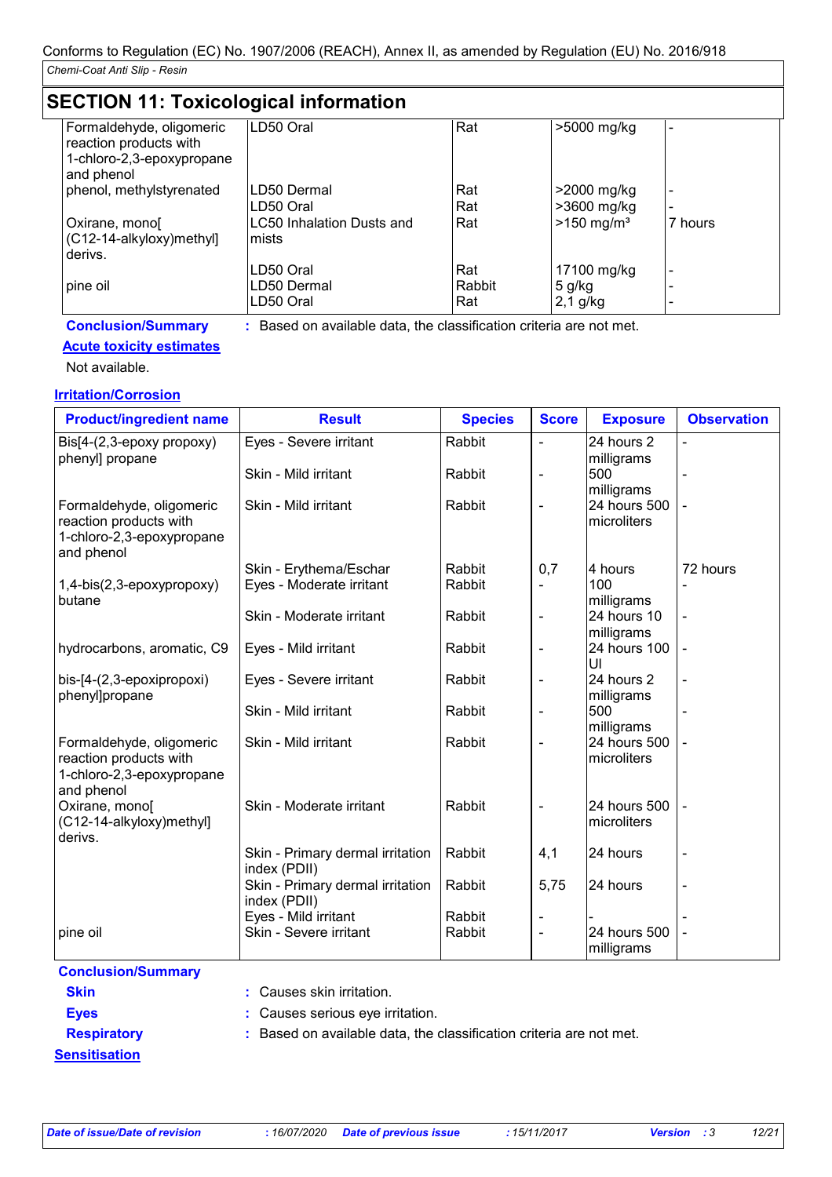## SECTION 11: Toxicological information

| | | | | |
|---|---|---|---|---|
| Formaldehyde, oligomeric reaction products with 1-chloro-2,3-epoxypropane and phenol | LD50 Oral | Rat | >5000 mg/kg | - |
| phenol, methylstyrenated | LD50 Dermal | Rat | >2000 mg/kg | - |
| | LD50 Oral | Rat | >3600 mg/kg | - |
| Oxirane, mono[ (C12-14-alkyloxy)methyl] derivs. | LC50 Inhalation Dusts and mists | Rat | >150 mg/m³ | 7 hours |
| | LD50 Oral | Rat | 17100 mg/kg | - |
| pine oil | LD50 Dermal | Rabbit | 5 g/kg | - |
| | LD50 Oral | Rat | 2,1 g/kg | - |

**Conclusion/Summary** : Based on available data, the classification criteria are not met.

**Acute toxicity estimates**

Not available.

**Irritation/Corrosion**

| Product/ingredient name | Result | Species | Score | Exposure | Observation |
|---|---|---|---|---|---|
| Bis[4-(2,3-epoxy propoxy) phenyl] propane | Eyes - Severe irritant | Rabbit | - | 24 hours 2 milligrams | - |
| | Skin - Mild irritant | Rabbit | - | 500 milligrams | - |
| Formaldehyde, oligomeric reaction products with 1-chloro-2,3-epoxypropane and phenol | Skin - Mild irritant | Rabbit | - | 24 hours 500 microliters | - |
| | Skin - Erythema/Eschar | Rabbit | 0,7 | 4 hours | 72 hours |
| 1,4-bis(2,3-epoxypropoxy) butane | Eyes - Moderate irritant | Rabbit | - | 100 milligrams | - |
| | Skin - Moderate irritant | Rabbit | - | 24 hours 10 milligrams | - |
| hydrocarbons, aromatic, C9 | Eyes - Mild irritant | Rabbit | - | 24 hours 100 Ul | - |
| bis-[4-(2,3-epoxipropoxi) phenyl]propane | Eyes - Severe irritant | Rabbit | - | 24 hours 2 milligrams | - |
| | Skin - Mild irritant | Rabbit | - | 500 milligrams | - |
| Formaldehyde, oligomeric reaction products with 1-chloro-2,3-epoxypropane and phenol | Skin - Mild irritant | Rabbit | - | 24 hours 500 microliters | - |
| Oxirane, mono[ (C12-14-alkyloxy)methyl] derivs. | Skin - Moderate irritant | Rabbit | - | 24 hours 500 microliters | - |
| | Skin - Primary dermal irritation index (PDII) | Rabbit | 4,1 | 24 hours | - |
| | Skin - Primary dermal irritation index (PDII) | Rabbit | 5,75 | 24 hours | - |
| | Eyes - Mild irritant | Rabbit | - | - | - |
| pine oil | Skin - Severe irritant | Rabbit | - | 24 hours 500 milligrams | - |

**Conclusion/Summary**

**Skin** : Causes skin irritation.

**Eyes** : Causes serious eye irritation.

**Respiratory** : Based on available data, the classification criteria are not met.

**Sensitisation**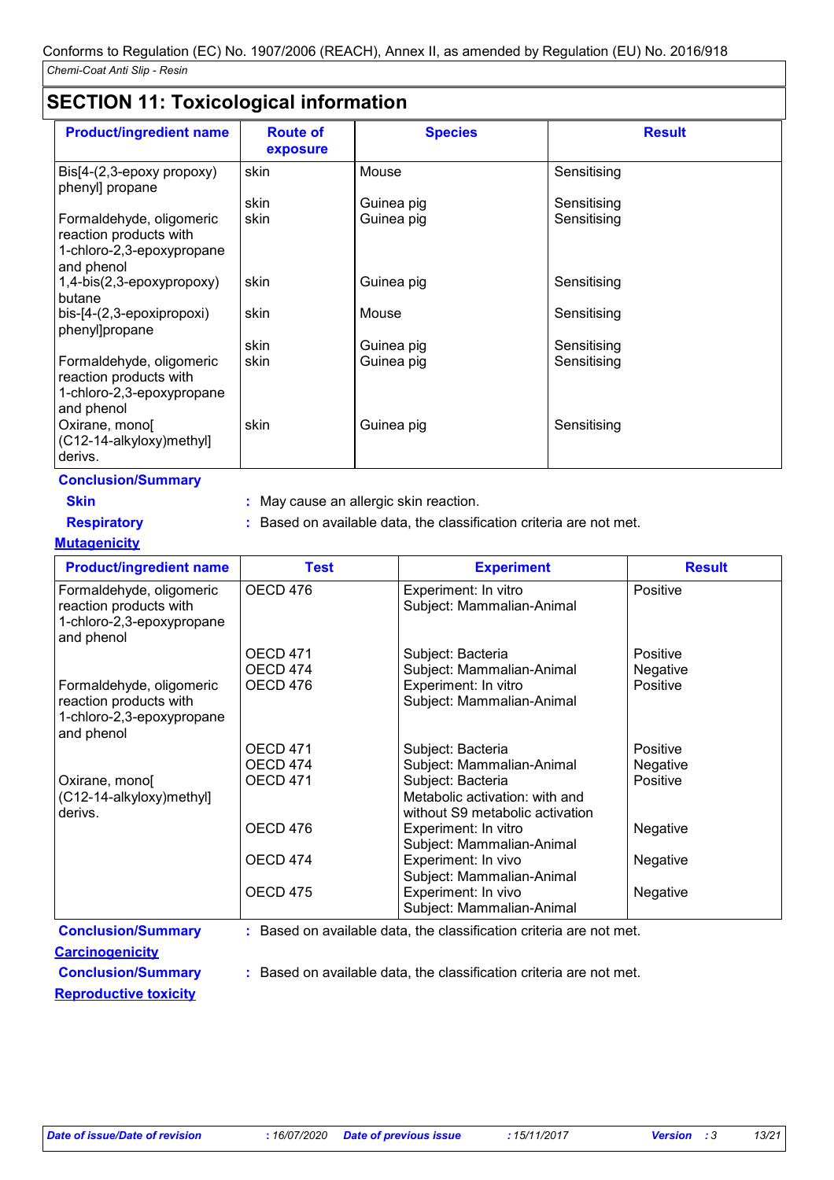## SECTION 11: Toxicological information

| Product/ingredient name | Route of exposure | Species | Result |
|---|---|---|---|
| Bis[4-(2,3-epoxy propoxy) phenyl] propane | skin | Mouse | Sensitising |
| | skin | Guinea pig | Sensitising |
| Formaldehyde, oligomeric reaction products with 1-chloro-2,3-epoxypropane and phenol | skin | Guinea pig | Sensitising |
| 1,4-bis(2,3-epoxypropoxy) butane | skin | Guinea pig | Sensitising |
| bis-[4-(2,3-epoxipropoxi) phenyl]propane | skin | Mouse | Sensitising |
| | skin | Guinea pig | Sensitising |
| Formaldehyde, oligomeric reaction products with 1-chloro-2,3-epoxypropane and phenol | skin | Guinea pig | Sensitising |
| Oxirane, mono[ (C12-14-alkyloxy)methyl] derivs. | skin | Guinea pig | Sensitising |

**Conclusion/Summary**

**Skin** : May cause an allergic skin reaction.

**Respiratory** : Based on available data, the classification criteria are not met.

**Mutagenicity**

| Product/ingredient name | Test | Experiment | Result |
|---|---|---|---|
| Formaldehyde, oligomeric reaction products with 1-chloro-2,3-epoxypropane and phenol | OECD 476 | Experiment: In vitro Subject: Mammalian-Animal | Positive |
| | OECD 471 | Subject: Bacteria | Positive |
| | OECD 474 | Subject: Mammalian-Animal | Negative |
| Formaldehyde, oligomeric reaction products with 1-chloro-2,3-epoxypropane and phenol | OECD 476 | Experiment: In vitro Subject: Mammalian-Animal | Positive |
| | OECD 471 | Subject: Bacteria | Positive |
| | OECD 474 | Subject: Mammalian-Animal | Negative |
| Oxirane, mono[ (C12-14-alkyloxy)methyl] derivs. | OECD 471 | Subject: Bacteria Metabolic activation: with and without S9 metabolic activation | Positive |
| | OECD 476 | Experiment: In vitro Subject: Mammalian-Animal | Negative |
| | OECD 474 | Experiment: In vivo Subject: Mammalian-Animal | Negative |
| | OECD 475 | Experiment: In vivo Subject: Mammalian-Animal | Negative |

**Conclusion/Summary** : Based on available data, the classification criteria are not met.

**Carcinogenicity**

**Conclusion/Summary** : Based on available data, the classification criteria are not met.

**Reproductive toxicity**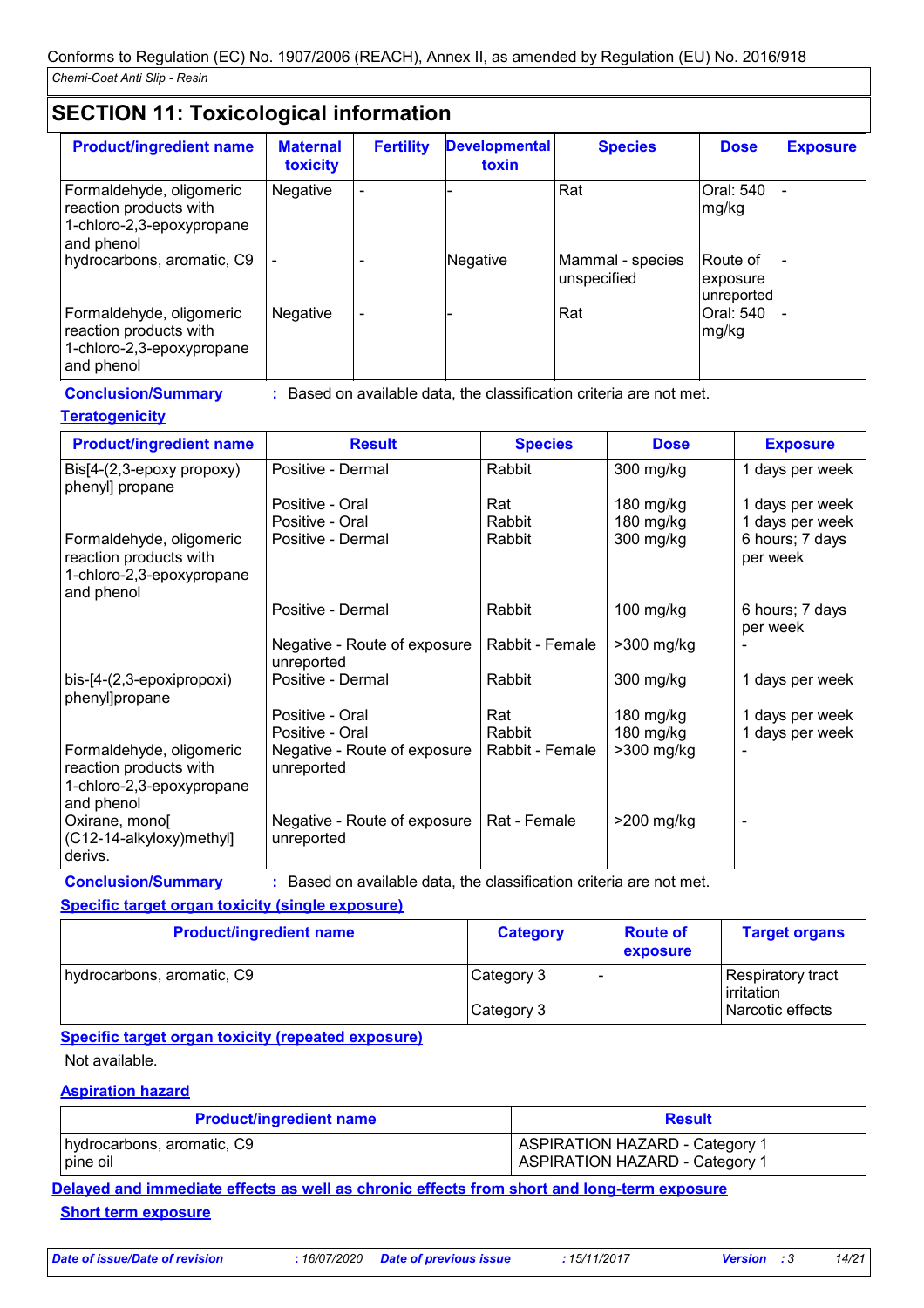## SECTION 11: Toxicological information

| Product/ingredient name | Maternal toxicity | Fertility | Developmental toxin | Species | Dose | Exposure |
|---|---|---|---|---|---|---|
| Formaldehyde, oligomeric reaction products with 1-chloro-2,3-epoxypropane and phenol | Negative | - | - | Rat | Oral: 540 mg/kg | - |
| hydrocarbons, aromatic, C9 | - | - | Negative | Mammal - species unspecified | Route of exposure unreported | - |
| Formaldehyde, oligomeric reaction products with 1-chloro-2,3-epoxypropane and phenol | Negative | - | - | Rat | Oral: 540 mg/kg | - |

**Conclusion/Summary** : Based on available data, the classification criteria are not met.

**Teratogenicity**

| Product/ingredient name | Result | Species | Dose | Exposure |
|---|---|---|---|---|
| Bis[4-(2,3-epoxy propoxy) phenyl] propane | Positive - Dermal | Rabbit | 300 mg/kg | 1 days per week |
| | Positive - Oral | Rat | 180 mg/kg | 1 days per week |
| | Positive - Oral | Rabbit | 180 mg/kg | 1 days per week |
| Formaldehyde, oligomeric reaction products with 1-chloro-2,3-epoxypropane and phenol | Positive - Dermal | Rabbit | 300 mg/kg | 6 hours; 7 days per week |
| | Positive - Dermal | Rabbit | 100 mg/kg | 6 hours; 7 days per week |
| | Negative - Route of exposure unreported | Rabbit - Female | >300 mg/kg | - |
| bis-[4-(2,3-epoxipropoxi) phenyl]propane | Positive - Dermal | Rabbit | 300 mg/kg | 1 days per week |
| | Positive - Oral | Rat | 180 mg/kg | 1 days per week |
| | Positive - Oral | Rabbit | 180 mg/kg | 1 days per week |
| Formaldehyde, oligomeric reaction products with 1-chloro-2,3-epoxypropane and phenol | Negative - Route of exposure unreported | Rabbit - Female | >300 mg/kg | - |
| Oxirane, mono[(C12-14-alkyloxy)methyl] derivs. | Negative - Route of exposure unreported | Rat - Female | >200 mg/kg | - |

**Conclusion/Summary** : Based on available data, the classification criteria are not met.

**Specific target organ toxicity (single exposure)**

| Product/ingredient name | Category | Route of exposure | Target organs |
|---|---|---|---|
| hydrocarbons, aromatic, C9 | Category 3 | - | Respiratory tract irritation |
| | Category 3 | | Narcotic effects |

**Specific target organ toxicity (repeated exposure)**

Not available.

**Aspiration hazard**

| Product/ingredient name | Result |
|---|---|
| hydrocarbons, aromatic, C9 | ASPIRATION HAZARD - Category 1 |
| pine oil | ASPIRATION HAZARD - Category 1 |

**Delayed and immediate effects as well as chronic effects from short and long-term exposure**

**Short term exposure**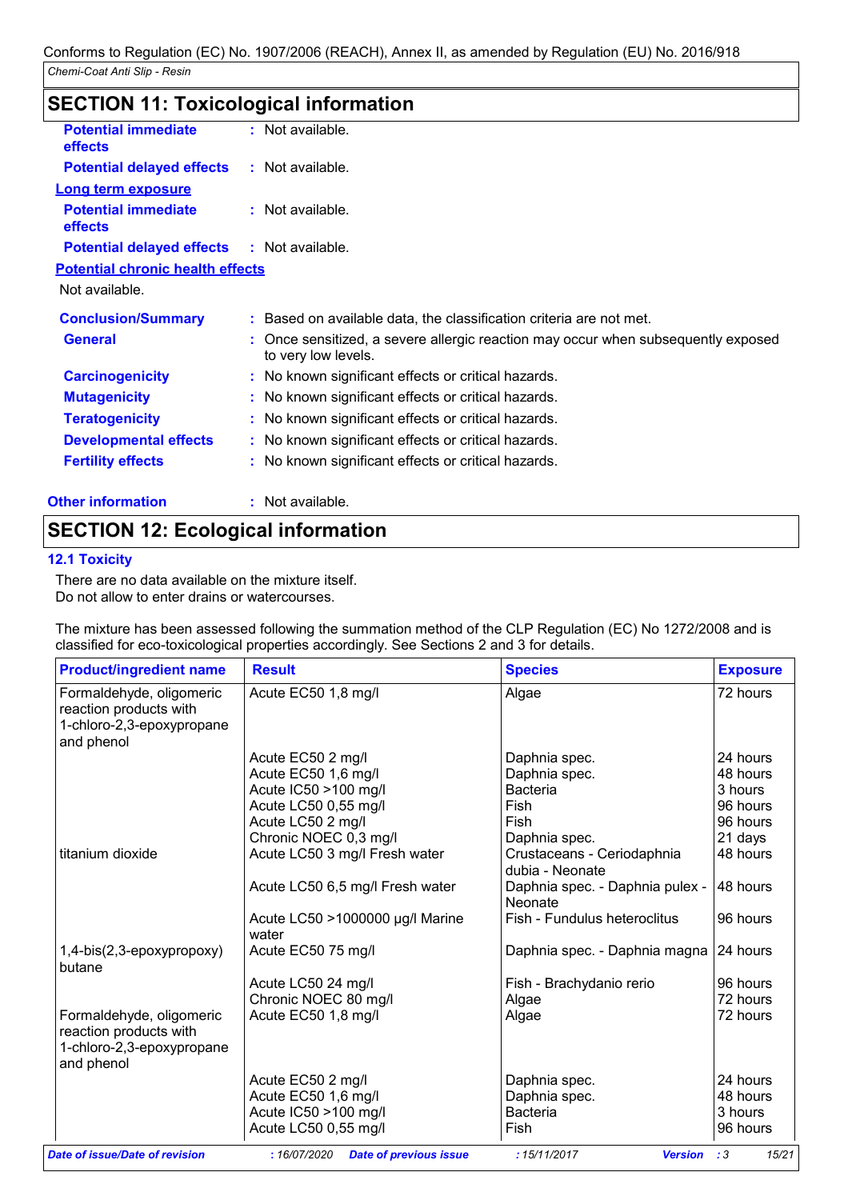## SECTION 11: Toxicological information

**Potential immediate effects** : Not available.

**Potential delayed effects** : Not available.

**Long term exposure**

**Potential immediate effects** : Not available.

**Potential delayed effects** : Not available.

**Potential chronic health effects**

Not available.

**Conclusion/Summary** : Based on available data, the classification criteria are not met.

**General** : Once sensitized, a severe allergic reaction may occur when subsequently exposed to very low levels.

**Carcinogenicity** : No known significant effects or critical hazards.

**Mutagenicity** : No known significant effects or critical hazards.

**Teratogenicity** : No known significant effects or critical hazards.

**Developmental effects** : No known significant effects or critical hazards.

**Fertility effects** : No known significant effects or critical hazards.

**Other information** : Not available.

## SECTION 12: Ecological information

### 12.1 Toxicity

There are no data available on the mixture itself.
Do not allow to enter drains or watercourses.

The mixture has been assessed following the summation method of the CLP Regulation (EC) No 1272/2008 and is classified for eco-toxicological properties accordingly. See Sections 2 and 3 for details.

| Product/ingredient name | Result | Species | Exposure |
|---|---|---|---|
| Formaldehyde, oligomeric reaction products with 1-chloro-2,3-epoxypropane and phenol | Acute EC50 1,8 mg/l | Algae | 72 hours |
| | Acute EC50 2 mg/l | Daphnia spec. | 24 hours |
| | Acute EC50 1,6 mg/l | Daphnia spec. | 48 hours |
| | Acute IC50 >100 mg/l | Bacteria | 3 hours |
| | Acute LC50 0,55 mg/l | Fish | 96 hours |
| | Acute LC50 2 mg/l | Fish | 96 hours |
| | Chronic NOEC 0,3 mg/l | Daphnia spec. | 21 days |
| titanium dioxide | Acute LC50 3 mg/l Fresh water | Crustaceans - Ceriodaphnia dubia - Neonate | 48 hours |
| | Acute LC50 6,5 mg/l Fresh water | Daphnia spec. - Daphnia pulex - Neonate | 48 hours |
| | Acute LC50 >1000000 µg/l Marine water | Fish - Fundulus heteroclitus | 96 hours |
| 1,4-bis(2,3-epoxypropoxy) butane | Acute EC50 75 mg/l | Daphnia spec. - Daphnia magna | 24 hours |
| | Acute LC50 24 mg/l | Fish - Brachydanio rerio | 96 hours |
| | Chronic NOEC 80 mg/l | Algae | 72 hours |
| Formaldehyde, oligomeric reaction products with 1-chloro-2,3-epoxypropane and phenol | Acute EC50 1,8 mg/l | Algae | 72 hours |
| | Acute EC50 2 mg/l | Daphnia spec. | 24 hours |
| | Acute EC50 1,6 mg/l | Daphnia spec. | 48 hours |
| | Acute IC50 >100 mg/l | Bacteria | 3 hours |
| | Acute LC50 0,55 mg/l | Fish | 96 hours |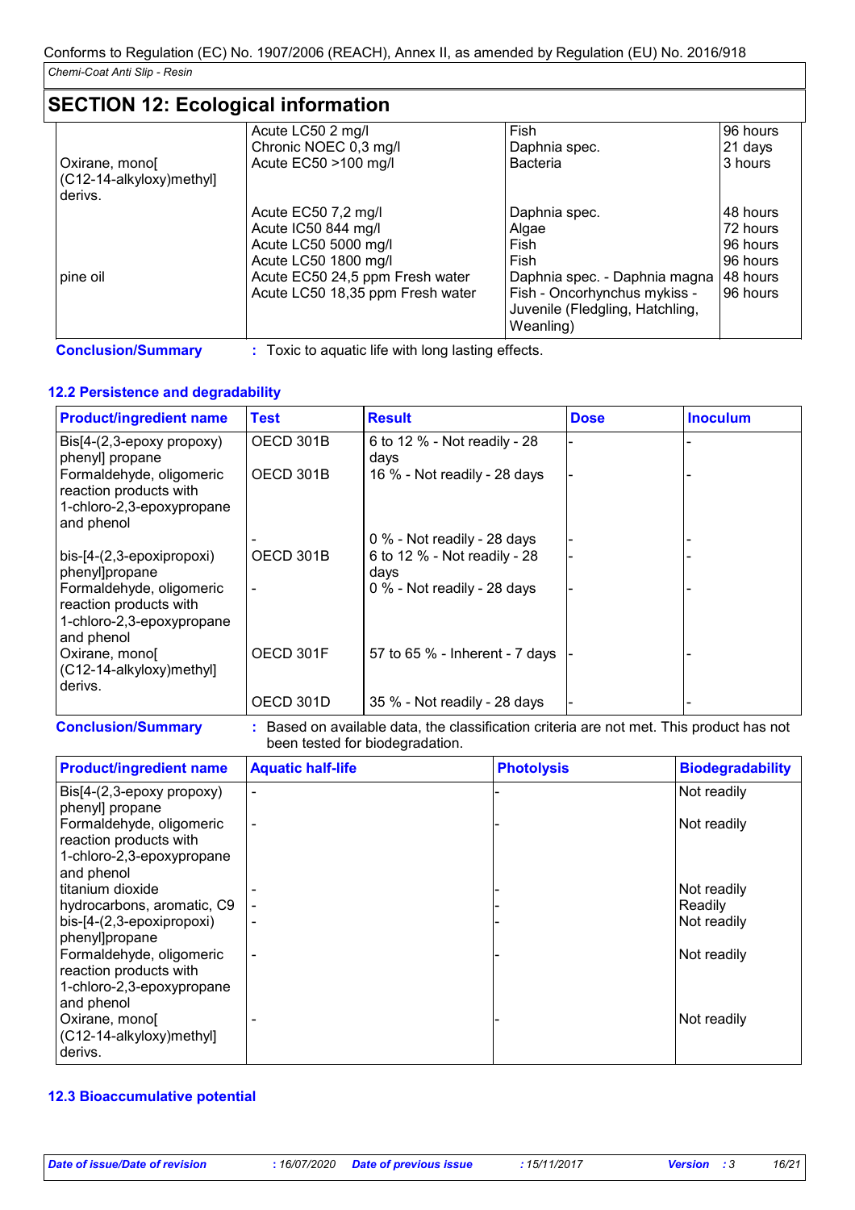## SECTION 12: Ecological information

| | | | |
|---|---|---|---|
| Oxirane, mono[ (C12-14-alkyloxy)methyl] derivs. | Acute LC50 2 mg/l | Fish | 96 hours |
| | Chronic NOEC 0,3 mg/l | Daphnia spec. | 21 days |
| | Acute EC50 >100 mg/l | Bacteria | 3 hours |
| pine oil | Acute EC50 7,2 mg/l | Daphnia spec. | 48 hours |
| | Acute IC50 844 mg/l | Algae | 72 hours |
| | Acute LC50 5000 mg/l | Fish | 96 hours |
| | Acute LC50 1800 mg/l | Fish | 96 hours |
| | Acute EC50 24,5 ppm Fresh water | Daphnia spec. - Daphnia magna | 48 hours |
| | Acute LC50 18,35 ppm Fresh water | Fish - Oncorhynchus mykiss - Juvenile (Fledgling, Hatchling, Weanling) | 96 hours |

**Conclusion/Summary** : Toxic to aquatic life with long lasting effects.

### 12.2 Persistence and degradability

| Product/ingredient name | Test | Result | Dose | Inoculum |
|---|---|---|---|---|
| Bis[4-(2,3-epoxy propoxy) phenyl] propane | OECD 301B | 6 to 12 % - Not readily - 28 days | - | - |
| Formaldehyde, oligomeric reaction products with 1-chloro-2,3-epoxypropane and phenol | OECD 301B | 16 % - Not readily - 28 days | - | - |
| | - | 0 % - Not readily - 28 days | - | - |
| bis-[4-(2,3-epoxipropoxi) phenyl]propane | OECD 301B | 6 to 12 % - Not readily - 28 days | - | - |
| Formaldehyde, oligomeric reaction products with 1-chloro-2,3-epoxypropane and phenol | - | 0 % - Not readily - 28 days | - | - |
| Oxirane, mono[ (C12-14-alkyloxy)methyl] derivs. | OECD 301F | 57 to 65 % - Inherent - 7 days | - | - |
| | OECD 301D | 35 % - Not readily - 28 days | - | - |

**Conclusion/Summary** : Based on available data, the classification criteria are not met. This product has not been tested for biodegradation.

| Product/ingredient name | Aquatic half-life | Photolysis | Biodegradability |
|---|---|---|---|
| Bis[4-(2,3-epoxy propoxy) phenyl] propane | - | - | Not readily |
| Formaldehyde, oligomeric reaction products with 1-chloro-2,3-epoxypropane and phenol | - | - | Not readily |
| titanium dioxide | - | - | Not readily |
| hydrocarbons, aromatic, C9 | - | - | Readily |
| bis-[4-(2,3-epoxipropoxi) phenyl]propane | - | - | Not readily |
| Formaldehyde, oligomeric reaction products with 1-chloro-2,3-epoxypropane and phenol | - | - | Not readily |
| Oxirane, mono[ (C12-14-alkyloxy)methyl] derivs. | - | - | Not readily |

### 12.3 Bioaccumulative potential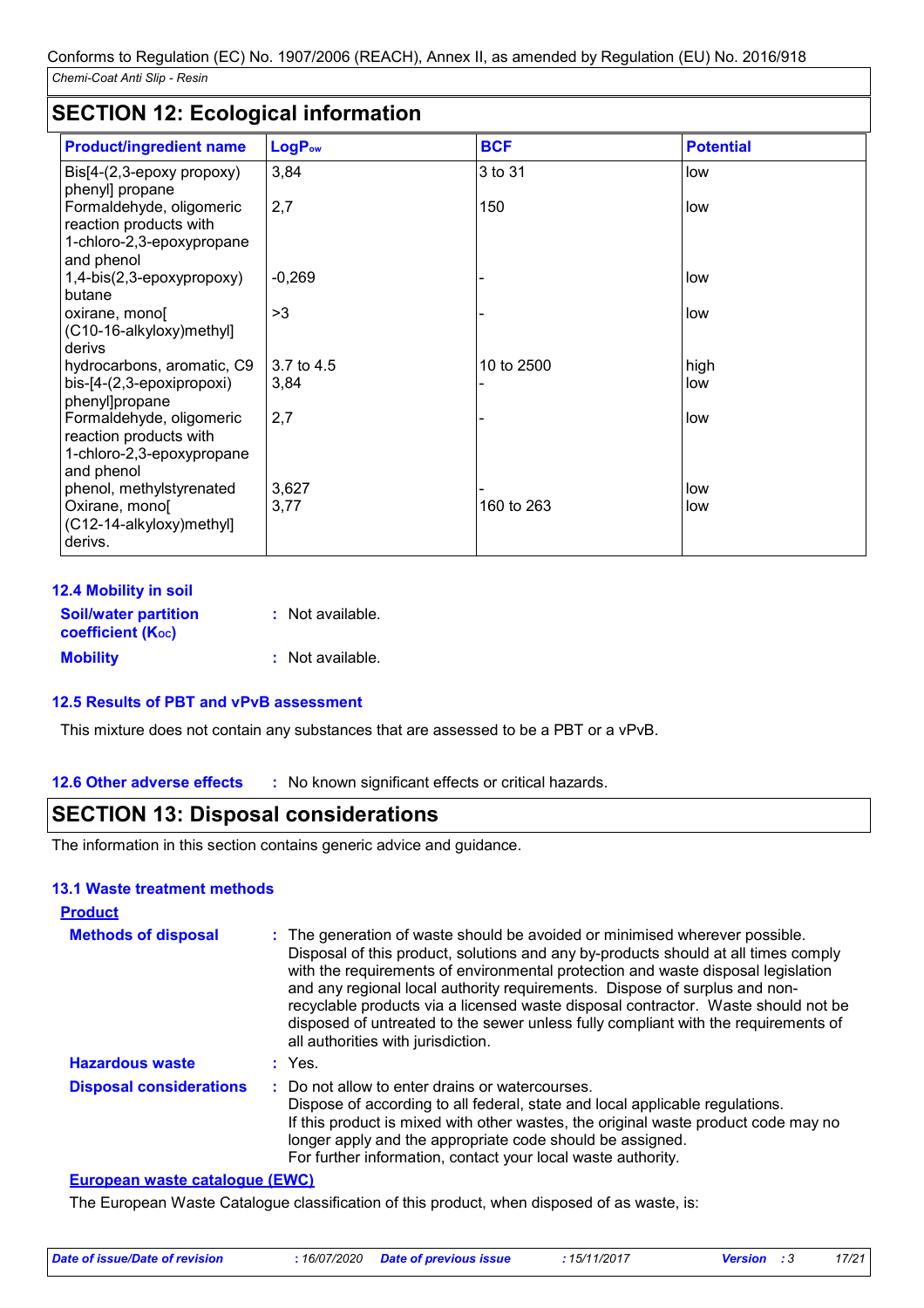Conforms to Regulation (EC) No. 1907/2006 (REACH), Annex II, as amended by Regulation (EU) No. 2016/918

*Chemi-Coat Anti Slip - Resin*

## SECTION 12: Ecological information

| Product/ingredient name | $LogP_{ow}$ | BCF | Potential |
|---|---|---|---|
| Bis[4-(2,3-epoxy propoxy) phenyl] propane | 3,84 | 3 to 31 | low |
| Formaldehyde, oligomeric reaction products with 1-chloro-2,3-epoxypropane and phenol | 2,7 | 150 | low |
| 1,4-bis(2,3-epoxypropoxy) butane | -0,269 | - | low |
| oxirane, mono[ (C10-16-alkyloxy)methyl] derivs | >3 | - | low |
| hydrocarbons, aromatic, C9 | 3.7 to 4.5 | 10 to 2500 | high |
| bis-[4-(2,3-epoxipropoxi) phenyl]propane | 3,84 | - | low |
| Formaldehyde, oligomeric reaction products with 1-chloro-2,3-epoxypropane and phenol | 2,7 | - | low |
| phenol, methylstyrenated | 3,627 | - | low |
| Oxirane, mono[ (C12-14-alkyloxy)methyl] derivs. | 3,77 | 160 to 263 | low |

### 12.4 Mobility in soil

**Soil/water partition coefficient ($K_{OC}$)** : Not available.

**Mobility** : Not available.

### 12.5 Results of PBT and vPvB assessment

This mixture does not contain any substances that are assessed to be a PBT or a vPvB.

**12.6 Other adverse effects** : No known significant effects or critical hazards.

## SECTION 13: Disposal considerations

The information in this section contains generic advice and guidance.

### 13.1 Waste treatment methods

**Product**

**Methods of disposal** : The generation of waste should be avoided or minimised wherever possible. Disposal of this product, solutions and any by-products should at all times comply with the requirements of environmental protection and waste disposal legislation and any regional local authority requirements. Dispose of surplus and non-recyclable products via a licensed waste disposal contractor. Waste should not be disposed of untreated to the sewer unless fully compliant with the requirements of all authorities with jurisdiction.

**Hazardous waste** : Yes.

**Disposal considerations** : Do not allow to enter drains or watercourses.
Dispose of according to all federal, state and local applicable regulations.
If this product is mixed with other wastes, the original waste product code may no longer apply and the appropriate code should be assigned.
For further information, contact your local waste authority.

**European waste catalogue (EWC)**

The European Waste Catalogue classification of this product, when disposed of as waste, is:

*Date of issue/Date of revision* : 16/07/2020 *Date of previous issue* : 15/11/2017 *Version* : 3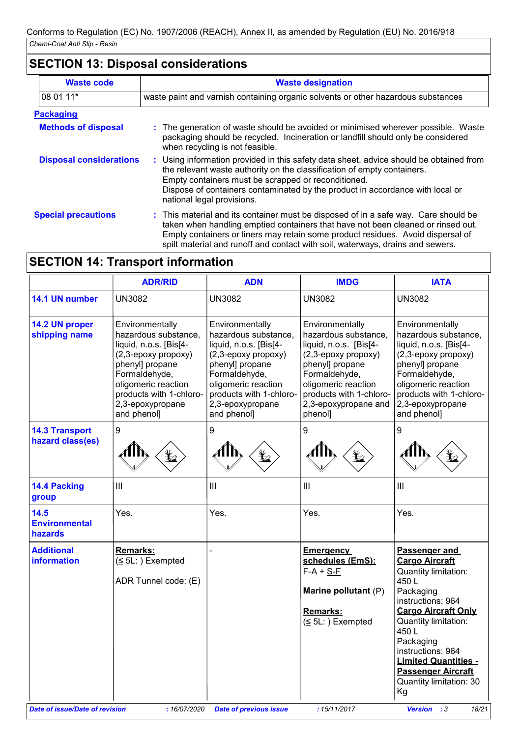Conforms to Regulation (EC) No. 1907/2006 (REACH), Annex II, as amended by Regulation (EU) No. 2016/918

*Chemi-Coat Anti Slip - Resin*

## SECTION 13: Disposal considerations

| Waste code | Waste designation |
|---|---|
| 08 01 11* | waste paint and varnish containing organic solvents or other hazardous substances |

**Packaging**

**Methods of disposal** : The generation of waste should be avoided or minimised wherever possible. Waste packaging should be recycled. Incineration or landfill should only be considered when recycling is not feasible.

**Disposal considerations** : Using information provided in this safety data sheet, advice should be obtained from the relevant waste authority on the classification of empty containers. Empty containers must be scrapped or reconditioned. Dispose of containers contaminated by the product in accordance with local or national legal provisions.

**Special precautions** : This material and its container must be disposed of in a safe way. Care should be taken when handling emptied containers that have not been cleaned or rinsed out. Empty containers or liners may retain some product residues. Avoid dispersal of spilt material and runoff and contact with soil, waterways, drains and sewers.

## SECTION 14: Transport information

| | ADR/RID | ADN | IMDG | IATA |
|---|---|---|---|---|
| **14.1 UN number** | UN3082 | UN3082 | UN3082 | UN3082 |
| **14.2 UN proper shipping name** | Environmentally hazardous substance, liquid, n.o.s. [Bis[4-(2,3-epoxy propoxy) phenyl] propane Formaldehyde, oligomeric reaction products with 1-chloro-2,3-epoxypropane and phenol] | Environmentally hazardous substance, liquid, n.o.s. [Bis[4-(2,3-epoxy propoxy) phenyl] propane Formaldehyde, oligomeric reaction products with 1-chloro-2,3-epoxypropane and phenol] | Environmentally hazardous substance, liquid, n.o.s. [Bis[4-(2,3-epoxy propoxy) phenyl] propane Formaldehyde, oligomeric reaction products with 1-chloro-2,3-epoxypropane and phenol] | Environmentally hazardous substance, liquid, n.o.s. [Bis[4-(2,3-epoxy propoxy) phenyl] propane Formaldehyde, oligomeric reaction products with 1-chloro-2,3-epoxypropane and phenol] |
| **14.3 Transport hazard class(es)** | 9 | 9 | 9 | 9 |
| **14.4 Packing group** | III | III | III | III |
| **14.5 Environmental hazards** | Yes. | Yes. | Yes. | Yes. |
| **Additional information** | **Remarks:** (≤ 5L: ) Exempted<br><br>ADR Tunnel code: (E) | - | **Emergency schedules (EmS):** F-A + S-F<br><br>**Marine pollutant** (P)<br><br>**Remarks:** (≤ 5L: ) Exempted | **Passenger and Cargo Aircraft** Quantity limitation: 450 L Packaging instructions: 964<br>**Cargo Aircraft Only** Quantity limitation: 450 L Packaging instructions: 964<br>**Limited Quantities - Passenger Aircraft** Quantity limitation: 30 Kg |

*Date of issue/Date of revision* : 16/07/2020 *Date of previous issue* : 15/11/2017 *Version* : 3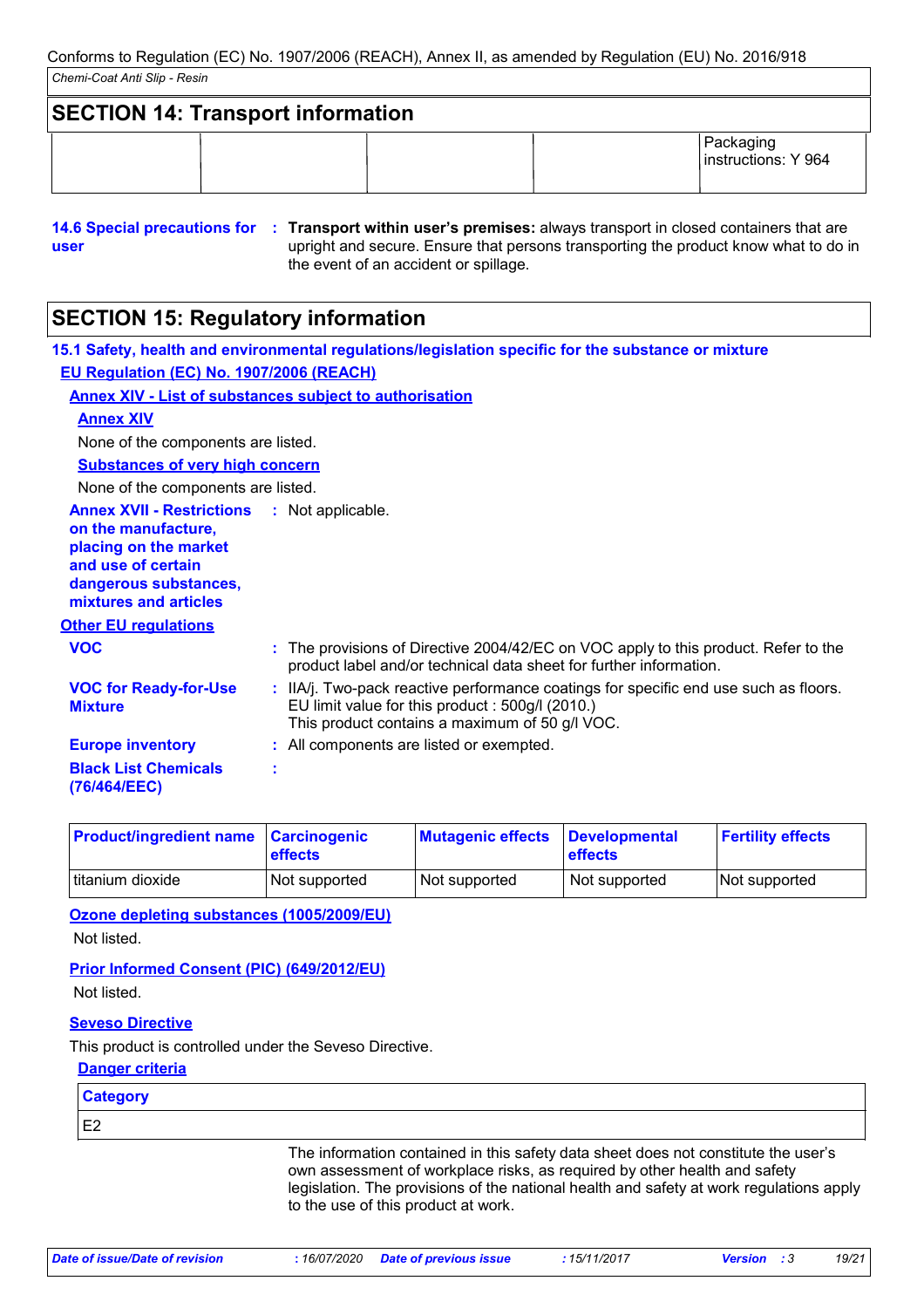## SECTION 14: Transport information

| | | | | |
|---|---|---|---|---|
| | | | | Packaging instructions: Y 964 |

**14.6 Special precautions for user** : **Transport within user's premises:** always transport in closed containers that are upright and secure. Ensure that persons transporting the product know what to do in the event of an accident or spillage.

## SECTION 15: Regulatory information

### 15.1 Safety, health and environmental regulations/legislation specific for the substance or mixture

**EU Regulation (EC) No. 1907/2006 (REACH)**

**Annex XIV - List of substances subject to authorisation**

**Annex XIV**

None of the components are listed.

**Substances of very high concern**

None of the components are listed.

**Annex XVII - Restrictions on the manufacture, placing on the market and use of certain dangerous substances, mixtures and articles** : Not applicable.

**Other EU regulations**

**VOC** : The provisions of Directive 2004/42/EC on VOC apply to this product. Refer to the product label and/or technical data sheet for further information.

**VOC for Ready-for-Use Mixture** : IIA/j. Two-pack reactive performance coatings for specific end use such as floors. EU limit value for this product : 500g/l (2010.)
This product contains a maximum of 50 g/l VOC.

**Europe inventory** : All components are listed or exempted.

**Black List Chemicals (76/464/EEC)** :

| Product/ingredient name | Carcinogenic effects | Mutagenic effects | Developmental effects | Fertility effects |
|---|---|---|---|---|
| titanium dioxide | Not supported | Not supported | Not supported | Not supported |

**Ozone depleting substances (1005/2009/EU)**

Not listed.

**Prior Informed Consent (PIC) (649/2012/EU)**

Not listed.

**Seveso Directive**

This product is controlled under the Seveso Directive.

**Danger criteria**

| Category |
|---|
| E2 |

The information contained in this safety data sheet does not constitute the user's own assessment of workplace risks, as required by other health and safety legislation. The provisions of the national health and safety at work regulations apply to the use of this product at work.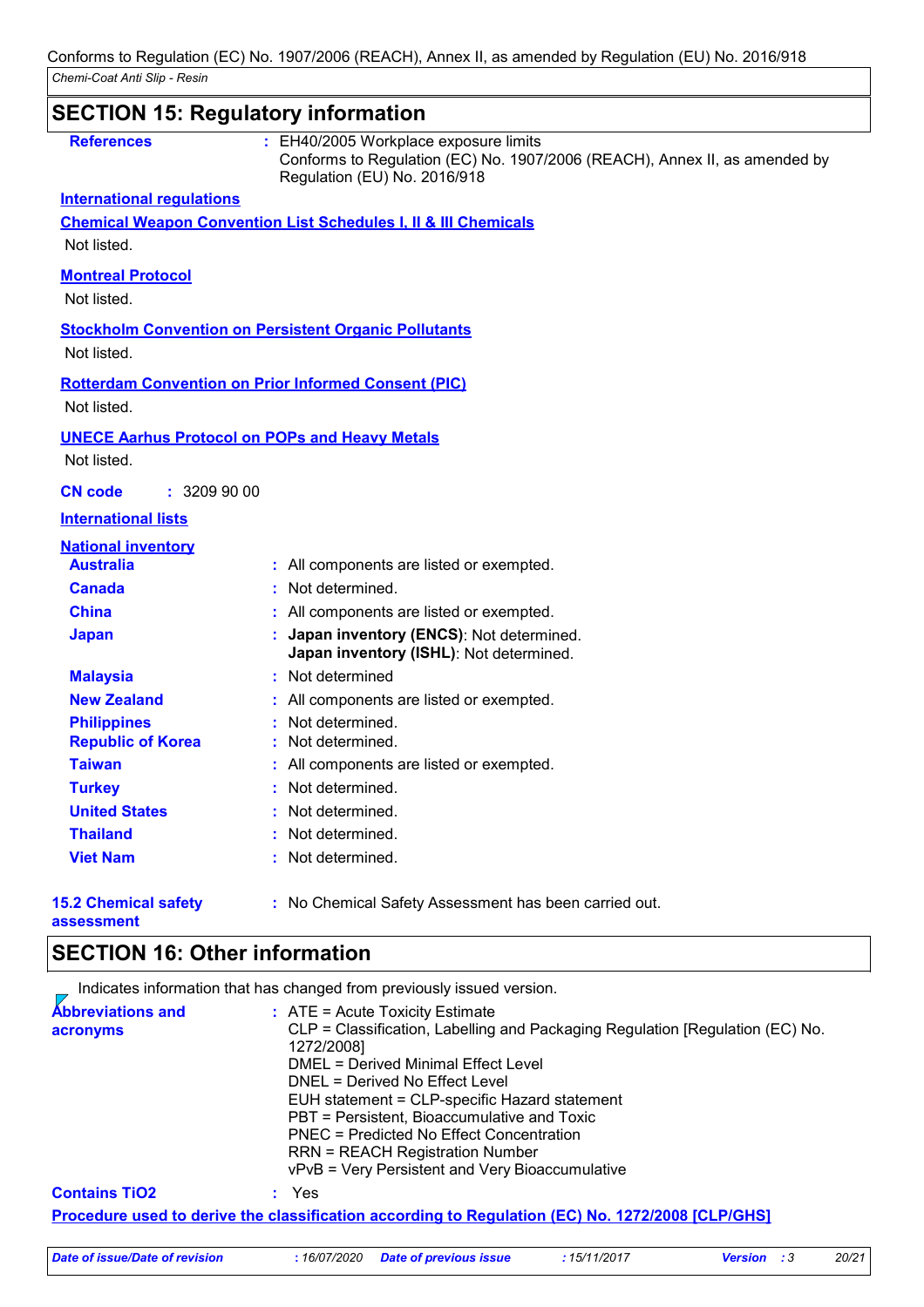## SECTION 15: Regulatory information

**References** : EH40/2005 Workplace exposure limits
Conforms to Regulation (EC) No. 1907/2006 (REACH), Annex II, as amended by Regulation (EU) No. 2016/918

**International regulations**

**Chemical Weapon Convention List Schedules I, II & III Chemicals**

Not listed.

**Montreal Protocol**

Not listed.

**Stockholm Convention on Persistent Organic Pollutants**

Not listed.

**Rotterdam Convention on Prior Informed Consent (PIC)**

Not listed.

**UNECE Aarhus Protocol on POPs and Heavy Metals**

Not listed.

**CN code** : 3209 90 00

**International lists**

**National inventory**

| | |
|---|---|
| **Australia** | : All components are listed or exempted. |
| **Canada** | : Not determined. |
| **China** | : All components are listed or exempted. |
| **Japan** | : **Japan inventory (ENCS)**: Not determined. **Japan inventory (ISHL)**: Not determined. |
| **Malaysia** | : Not determined |
| **New Zealand** | : All components are listed or exempted. |
| **Philippines** | : Not determined. |
| **Republic of Korea** | : Not determined. |
| **Taiwan** | : All components are listed or exempted. |
| **Turkey** | : Not determined. |
| **United States** | : Not determined. |
| **Thailand** | : Not determined. |
| **Viet Nam** | : Not determined. |

**15.2 Chemical safety assessment** : No Chemical Safety Assessment has been carried out.

## SECTION 16: Other information

Indicates information that has changed from previously issued version.

**Abbreviations and acronyms** :
ATE = Acute Toxicity Estimate
CLP = Classification, Labelling and Packaging Regulation [Regulation (EC) No. 1272/2008]
DMEL = Derived Minimal Effect Level
DNEL = Derived No Effect Level
EUH statement = CLP-specific Hazard statement
PBT = Persistent, Bioaccumulative and Toxic
PNEC = Predicted No Effect Concentration
RRN = REACH Registration Number
vPvB = Very Persistent and Very Bioaccumulative

**Contains TiO2** : Yes

**Procedure used to derive the classification according to Regulation (EC) No. 1272/2008 [CLP/GHS]**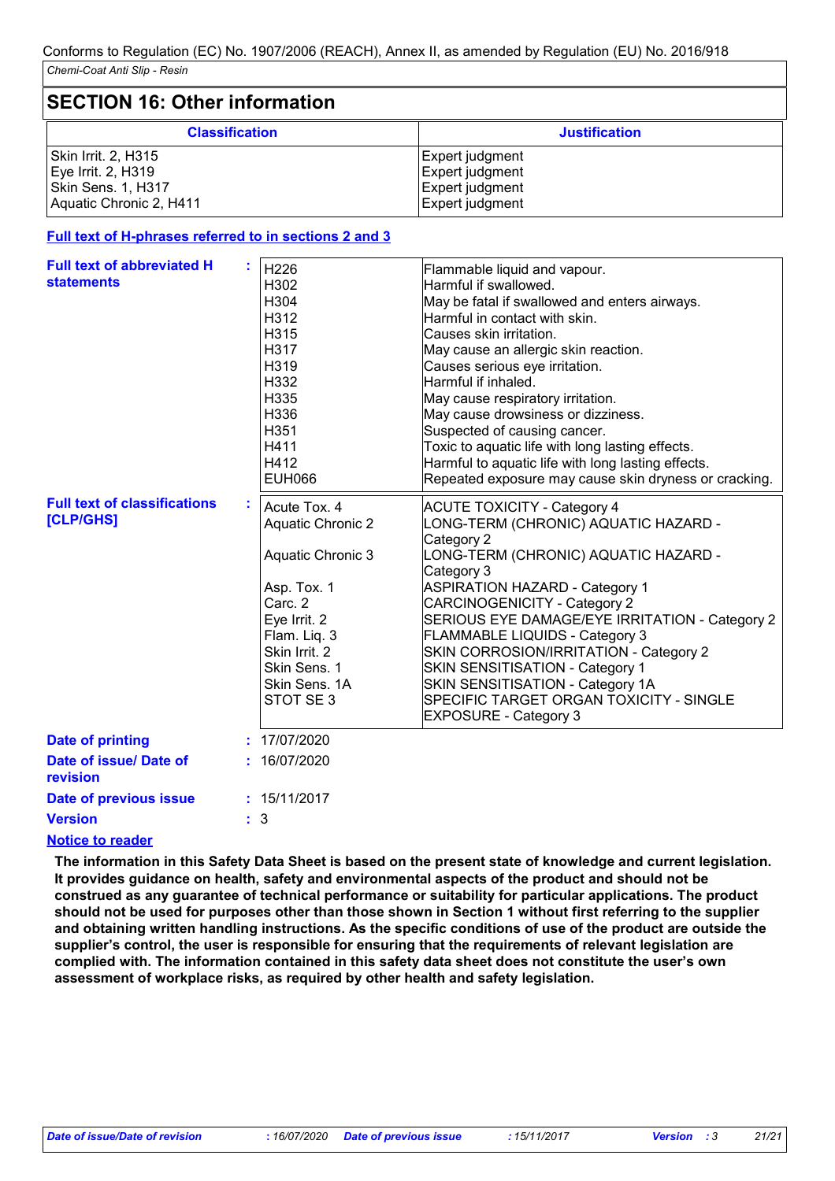## SECTION 16: Other information

| Classification | Justification |
| --- | --- |
| Skin Irrit. 2, H315 | Expert judgment |
| Eye Irrit. 2, H319 | Expert judgment |
| Skin Sens. 1, H317 | Expert judgment |
| Aquatic Chronic 2, H411 | Expert judgment |

**Full text of H-phrases referred to in sections 2 and 3**

**Full text of abbreviated H statements** :

| | |
| --- | --- |
| H226 | Flammable liquid and vapour. |
| H302 | Harmful if swallowed. |
| H304 | May be fatal if swallowed and enters airways. |
| H312 | Harmful in contact with skin. |
| H315 | Causes skin irritation. |
| H317 | May cause an allergic skin reaction. |
| H319 | Causes serious eye irritation. |
| H332 | Harmful if inhaled. |
| H335 | May cause respiratory irritation. |
| H336 | May cause drowsiness or dizziness. |
| H351 | Suspected of causing cancer. |
| H411 | Toxic to aquatic life with long lasting effects. |
| H412 | Harmful to aquatic life with long lasting effects. |
| EUH066 | Repeated exposure may cause skin dryness or cracking. |

**Full text of classifications [CLP/GHS]** :

| | |
| --- | --- |
| Acute Tox. 4 | ACUTE TOXICITY - Category 4 |
| Aquatic Chronic 2 | LONG-TERM (CHRONIC) AQUATIC HAZARD - Category 2 |
| Aquatic Chronic 3 | LONG-TERM (CHRONIC) AQUATIC HAZARD - Category 3 |
| Asp. Tox. 1 | ASPIRATION HAZARD - Category 1 |
| Carc. 2 | CARCINOGENICITY - Category 2 |
| Eye Irrit. 2 | SERIOUS EYE DAMAGE/EYE IRRITATION - Category 2 |
| Flam. Liq. 3 | FLAMMABLE LIQUIDS - Category 3 |
| Skin Irrit. 2 | SKIN CORROSION/IRRITATION - Category 2 |
| Skin Sens. 1 | SKIN SENSITISATION - Category 1 |
| Skin Sens. 1A | SKIN SENSITISATION - Category 1A |
| STOT SE 3 | SPECIFIC TARGET ORGAN TOXICITY - SINGLE EXPOSURE - Category 3 |

**Date of printing** : 17/07/2020

**Date of issue/ Date of revision** : 16/07/2020

**Date of previous issue** : 15/11/2017

**Version** : 3

**Notice to reader**

**The information in this Safety Data Sheet is based on the present state of knowledge and current legislation. It provides guidance on health, safety and environmental aspects of the product and should not be construed as any guarantee of technical performance or suitability for particular applications. The product should not be used for purposes other than those shown in Section 1 without first referring to the supplier and obtaining written handling instructions. As the specific conditions of use of the product are outside the supplier's control, the user is responsible for ensuring that the requirements of relevant legislation are complied with. The information contained in this safety data sheet does not constitute the user's own assessment of workplace risks, as required by other health and safety legislation.**